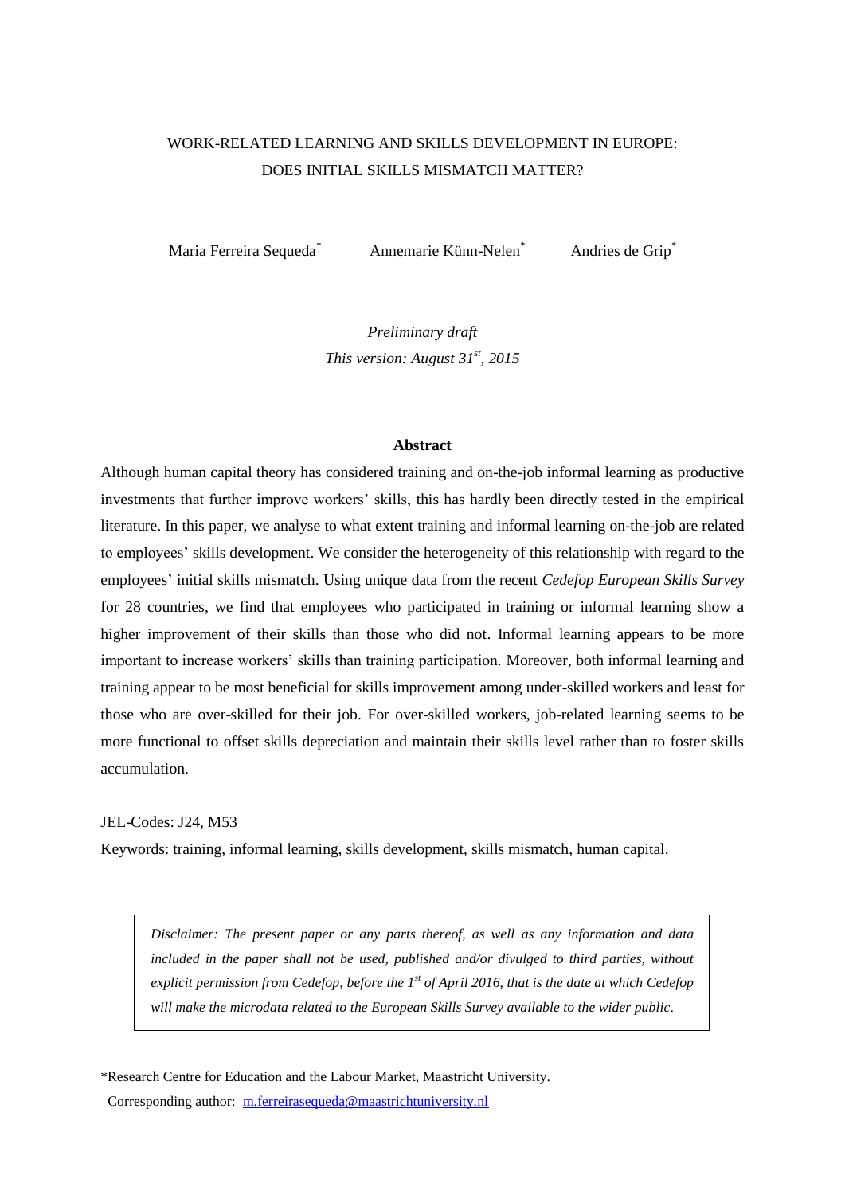# WORK-RELATED LEARNING AND SKILLS DEVELOPMENT IN EUROPE: DOES INITIAL SKILLS MISMATCH MATTER?

Maria Ferreira Sequeda[*] Annemarie Künn-Nelen[*] Andries de Grip[*]

*Preliminary draft*
*This version: August 31st, 2015*

**Abstract**

Although human capital theory has considered training and on-the-job informal learning as productive investments that further improve workers' skills, this has hardly been directly tested in the empirical literature. In this paper, we analyse to what extent training and informal learning on-the-job are related to employees' skills development. We consider the heterogeneity of this relationship with regard to the employees' initial skills mismatch. Using unique data from the recent *Cedefop European Skills Survey* for 28 countries, we find that employees who participated in training or informal learning show a higher improvement of their skills than those who did not. Informal learning appears to be more important to increase workers' skills than training participation. Moreover, both informal learning and training appear to be most beneficial for skills improvement among under-skilled workers and least for those who are over-skilled for their job. For over-skilled workers, job-related learning seems to be more functional to offset skills depreciation and maintain their skills level rather than to foster skills accumulation.

JEL-Codes: J24, M53

Keywords: training, informal learning, skills development, skills mismatch, human capital.

*Disclaimer: The present paper or any parts thereof, as well as any information and data included in the paper shall not be used, published and/or divulged to third parties, without explicit permission from Cedefop, before the 1st of April 2016, that is the date at which Cedefop will make the microdata related to the European Skills Survey available to the wider public.*

*Research Centre for Education and the Labour Market, Maastricht University.
Corresponding author: m.ferreirasequeda@maastrichtuniversity.nl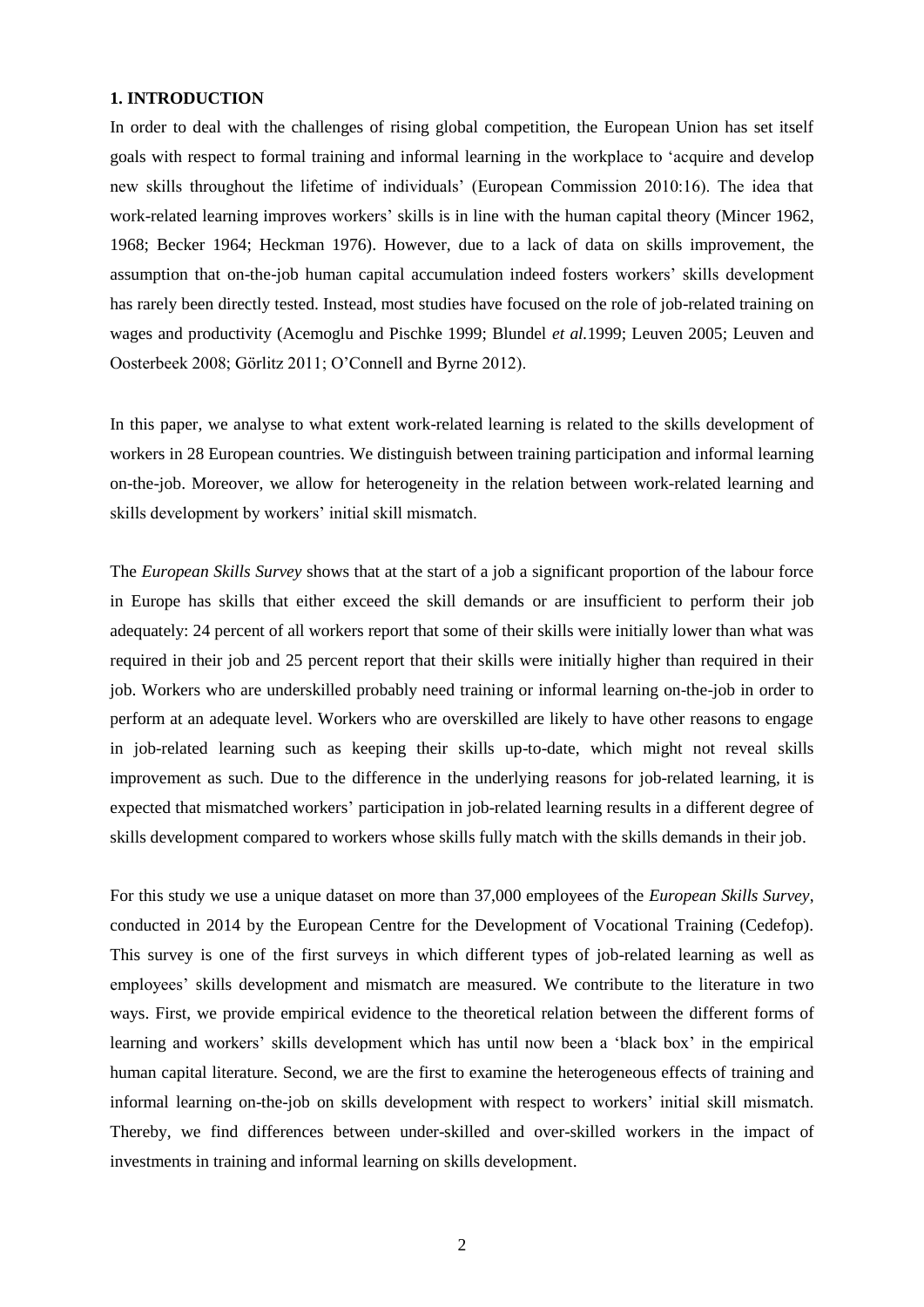## 1. INTRODUCTION

In order to deal with the challenges of rising global competition, the European Union has set itself goals with respect to formal training and informal learning in the workplace to 'acquire and develop new skills throughout the lifetime of individuals' (European Commission 2010:16). The idea that work-related learning improves workers' skills is in line with the human capital theory (Mincer 1962, 1968; Becker 1964; Heckman 1976). However, due to a lack of data on skills improvement, the assumption that on-the-job human capital accumulation indeed fosters workers' skills development has rarely been directly tested. Instead, most studies have focused on the role of job-related training on wages and productivity (Acemoglu and Pischke 1999; Blundel *et al.*1999; Leuven 2005; Leuven and Oosterbeek 2008; Görlitz 2011; O'Connell and Byrne 2012).

In this paper, we analyse to what extent work-related learning is related to the skills development of workers in 28 European countries. We distinguish between training participation and informal learning on-the-job. Moreover, we allow for heterogeneity in the relation between work-related learning and skills development by workers' initial skill mismatch.

The *European Skills Survey* shows that at the start of a job a significant proportion of the labour force in Europe has skills that either exceed the skill demands or are insufficient to perform their job adequately: 24 percent of all workers report that some of their skills were initially lower than what was required in their job and 25 percent report that their skills were initially higher than required in their job. Workers who are underskilled probably need training or informal learning on-the-job in order to perform at an adequate level. Workers who are overskilled are likely to have other reasons to engage in job-related learning such as keeping their skills up-to-date, which might not reveal skills improvement as such. Due to the difference in the underlying reasons for job-related learning, it is expected that mismatched workers' participation in job-related learning results in a different degree of skills development compared to workers whose skills fully match with the skills demands in their job.

For this study we use a unique dataset on more than 37,000 employees of the *European Skills Survey*, conducted in 2014 by the European Centre for the Development of Vocational Training (Cedefop). This survey is one of the first surveys in which different types of job-related learning as well as employees' skills development and mismatch are measured. We contribute to the literature in two ways. First, we provide empirical evidence to the theoretical relation between the different forms of learning and workers' skills development which has until now been a 'black box' in the empirical human capital literature. Second, we are the first to examine the heterogeneous effects of training and informal learning on-the-job on skills development with respect to workers' initial skill mismatch. Thereby, we find differences between under-skilled and over-skilled workers in the impact of investments in training and informal learning on skills development.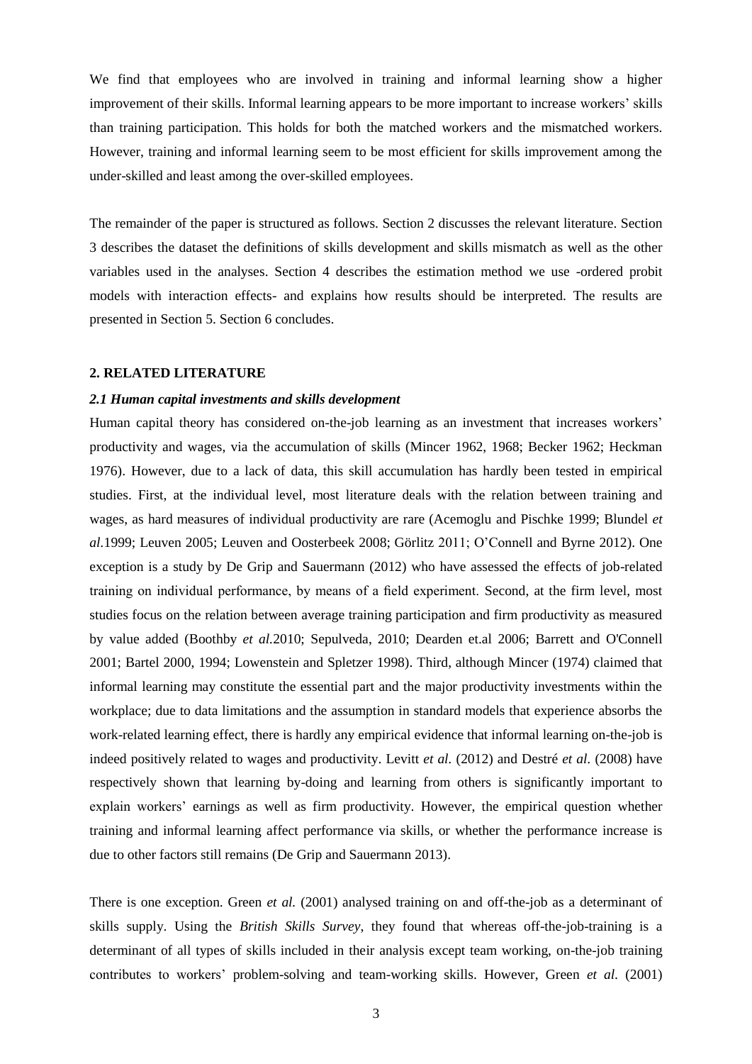We find that employees who are involved in training and informal learning show a higher improvement of their skills. Informal learning appears to be more important to increase workers' skills than training participation. This holds for both the matched workers and the mismatched workers. However, training and informal learning seem to be most efficient for skills improvement among the under-skilled and least among the over-skilled employees.

The remainder of the paper is structured as follows. Section 2 discusses the relevant literature. Section 3 describes the dataset the definitions of skills development and skills mismatch as well as the other variables used in the analyses. Section 4 describes the estimation method we use -ordered probit models with interaction effects- and explains how results should be interpreted. The results are presented in Section 5. Section 6 concludes.

## 2. RELATED LITERATURE

### *2.1 Human capital investments and skills development*

Human capital theory has considered on-the-job learning as an investment that increases workers' productivity and wages, via the accumulation of skills (Mincer 1962, 1968; Becker 1962; Heckman 1976). However, due to a lack of data, this skill accumulation has hardly been tested in empirical studies. First, at the individual level, most literature deals with the relation between training and wages, as hard measures of individual productivity are rare (Acemoglu and Pischke 1999; Blundel *et al.*1999; Leuven 2005; Leuven and Oosterbeek 2008; Görlitz 2011; O'Connell and Byrne 2012). One exception is a study by De Grip and Sauermann (2012) who have assessed the effects of job-related training on individual performance, by means of a field experiment. Second, at the firm level, most studies focus on the relation between average training participation and firm productivity as measured by value added (Boothby *et al.*2010; Sepulveda, 2010; Dearden et.al 2006; Barrett and O'Connell 2001; Bartel 2000, 1994; Lowenstein and Spletzer 1998). Third, although Mincer (1974) claimed that informal learning may constitute the essential part and the major productivity investments within the workplace; due to data limitations and the assumption in standard models that experience absorbs the work-related learning effect, there is hardly any empirical evidence that informal learning on-the-job is indeed positively related to wages and productivity. Levitt *et al.* (2012) and Destré *et al.* (2008) have respectively shown that learning by-doing and learning from others is significantly important to explain workers' earnings as well as firm productivity. However, the empirical question whether training and informal learning affect performance via skills, or whether the performance increase is due to other factors still remains (De Grip and Sauermann 2013).

There is one exception. Green *et al.* (2001) analysed training on and off-the-job as a determinant of skills supply. Using the *British Skills Survey*, they found that whereas off-the-job-training is a determinant of all types of skills included in their analysis except team working, on-the-job training contributes to workers' problem-solving and team-working skills. However, Green *et al.* (2001)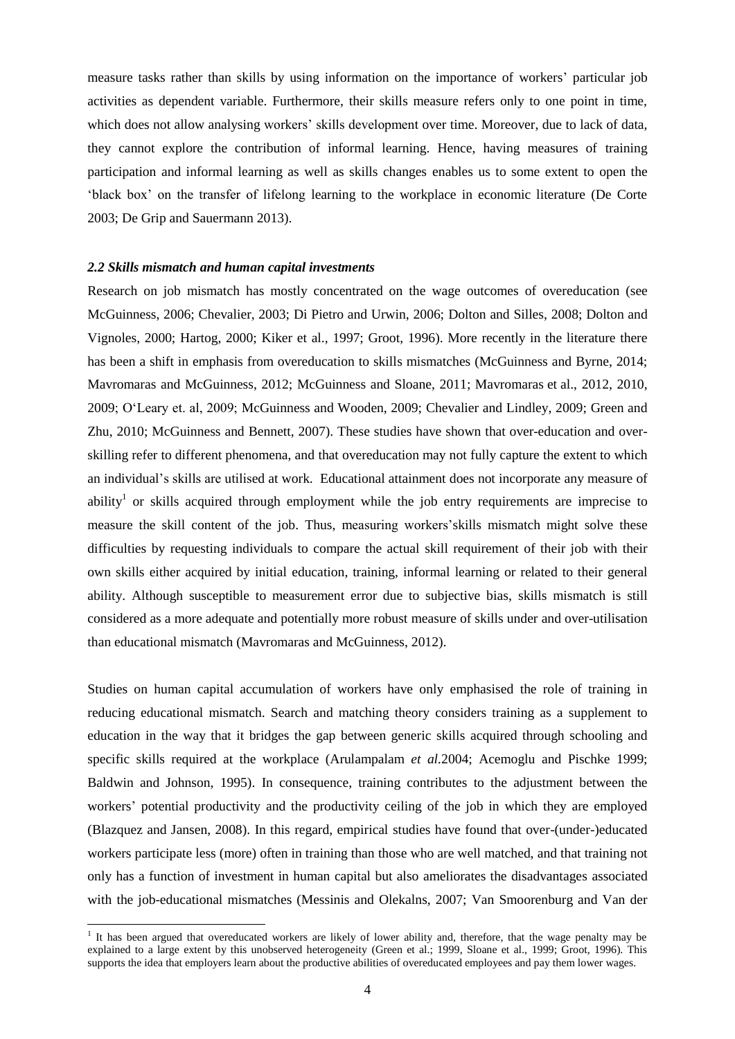measure tasks rather than skills by using information on the importance of workers' particular job activities as dependent variable. Furthermore, their skills measure refers only to one point in time, which does not allow analysing workers' skills development over time. Moreover, due to lack of data, they cannot explore the contribution of informal learning. Hence, having measures of training participation and informal learning as well as skills changes enables us to some extent to open the 'black box' on the transfer of lifelong learning to the workplace in economic literature (De Corte 2003; De Grip and Sauermann 2013).

### *2.2 Skills mismatch and human capital investments*

Research on job mismatch has mostly concentrated on the wage outcomes of overeducation (see McGuinness, 2006; Chevalier, 2003; Di Pietro and Urwin, 2006; Dolton and Silles, 2008; Dolton and Vignoles, 2000; Hartog, 2000; Kiker et al., 1997; Groot, 1996). More recently in the literature there has been a shift in emphasis from overeducation to skills mismatches (McGuinness and Byrne, 2014; Mavromaras and McGuinness, 2012; McGuinness and Sloane, 2011; Mavromaras et al., 2012, 2010, 2009; O'Leary et. al, 2009; McGuinness and Wooden, 2009; Chevalier and Lindley, 2009; Green and Zhu, 2010; McGuinness and Bennett, 2007). These studies have shown that over-education and over-skilling refer to different phenomena, and that overeducation may not fully capture the extent to which an individual's skills are utilised at work. Educational attainment does not incorporate any measure of ability[1] or skills acquired through employment while the job entry requirements are imprecise to measure the skill content of the job. Thus, measuring workers'skills mismatch might solve these difficulties by requesting individuals to compare the actual skill requirement of their job with their own skills either acquired by initial education, training, informal learning or related to their general ability. Although susceptible to measurement error due to subjective bias, skills mismatch is still considered as a more adequate and potentially more robust measure of skills under and over-utilisation than educational mismatch (Mavromaras and McGuinness, 2012).

Studies on human capital accumulation of workers have only emphasised the role of training in reducing educational mismatch. Search and matching theory considers training as a supplement to education in the way that it bridges the gap between generic skills acquired through schooling and specific skills required at the workplace (Arulampalam *et al.*2004; Acemoglu and Pischke 1999; Baldwin and Johnson, 1995). In consequence, training contributes to the adjustment between the workers' potential productivity and the productivity ceiling of the job in which they are employed (Blazquez and Jansen, 2008). In this regard, empirical studies have found that over-(under-)educated workers participate less (more) often in training than those who are well matched, and that training not only has a function of investment in human capital but also ameliorates the disadvantages associated with the job-educational mismatches (Messinis and Olekalns, 2007; Van Smoorenburg and Van der

[1] It has been argued that overeducated workers are likely of lower ability and, therefore, that the wage penalty may be explained to a large extent by this unobserved heterogeneity (Green et al.; 1999, Sloane et al., 1999; Groot, 1996). This supports the idea that employers learn about the productive abilities of overeducated employees and pay them lower wages.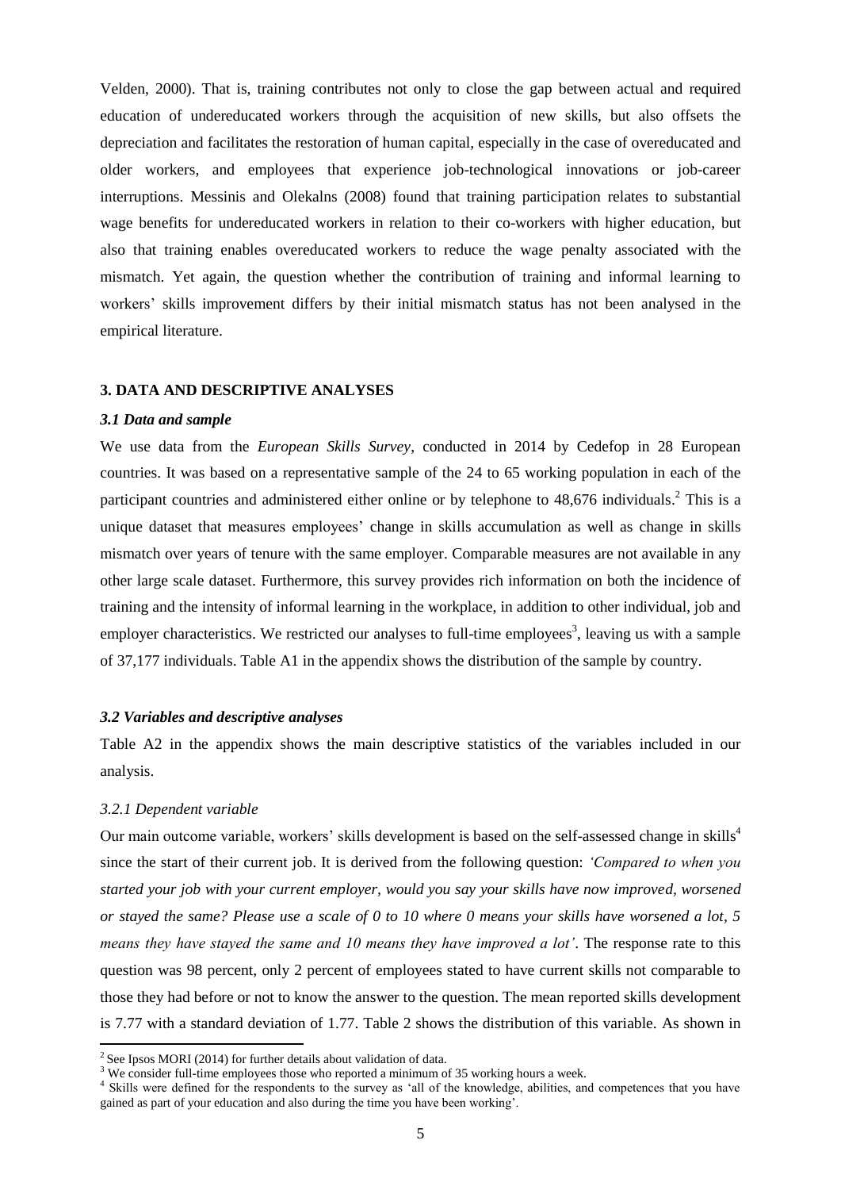Velden, 2000). That is, training contributes not only to close the gap between actual and required education of undereducated workers through the acquisition of new skills, but also offsets the depreciation and facilitates the restoration of human capital, especially in the case of overeducated and older workers, and employees that experience job-technological innovations or job-career interruptions. Messinis and Olekalns (2008) found that training participation relates to substantial wage benefits for undereducated workers in relation to their co-workers with higher education, but also that training enables overeducated workers to reduce the wage penalty associated with the mismatch. Yet again, the question whether the contribution of training and informal learning to workers' skills improvement differs by their initial mismatch status has not been analysed in the empirical literature.

## 3. DATA AND DESCRIPTIVE ANALYSES

### *3.1 Data and sample*

We use data from the *European Skills Survey*, conducted in 2014 by Cedefop in 28 European countries. It was based on a representative sample of the 24 to 65 working population in each of the participant countries and administered either online or by telephone to 48,676 individuals.[2] This is a unique dataset that measures employees' change in skills accumulation as well as change in skills mismatch over years of tenure with the same employer. Comparable measures are not available in any other large scale dataset. Furthermore, this survey provides rich information on both the incidence of training and the intensity of informal learning in the workplace, in addition to other individual, job and employer characteristics. We restricted our analyses to full-time employees[3], leaving us with a sample of 37,177 individuals. Table A1 in the appendix shows the distribution of the sample by country.

### *3.2 Variables and descriptive analyses*

Table A2 in the appendix shows the main descriptive statistics of the variables included in our analysis.

#### *3.2.1 Dependent variable*

Our main outcome variable, workers' skills development is based on the self-assessed change in skills[4] since the start of their current job. It is derived from the following question: *'Compared to when you started your job with your current employer, would you say your skills have now improved, worsened or stayed the same? Please use a scale of 0 to 10 where 0 means your skills have worsened a lot, 5 means they have stayed the same and 10 means they have improved a lot'*. The response rate to this question was 98 percent, only 2 percent of employees stated to have current skills not comparable to those they had before or not to know the answer to the question. The mean reported skills development is 7.77 with a standard deviation of 1.77. Table 2 shows the distribution of this variable. As shown in

---

[2] See Ipsos MORI (2014) for further details about validation of data.

[3] We consider full-time employees those who reported a minimum of 35 working hours a week.

[4] Skills were defined for the respondents to the survey as 'all of the knowledge, abilities, and competences that you have gained as part of your education and also during the time you have been working'.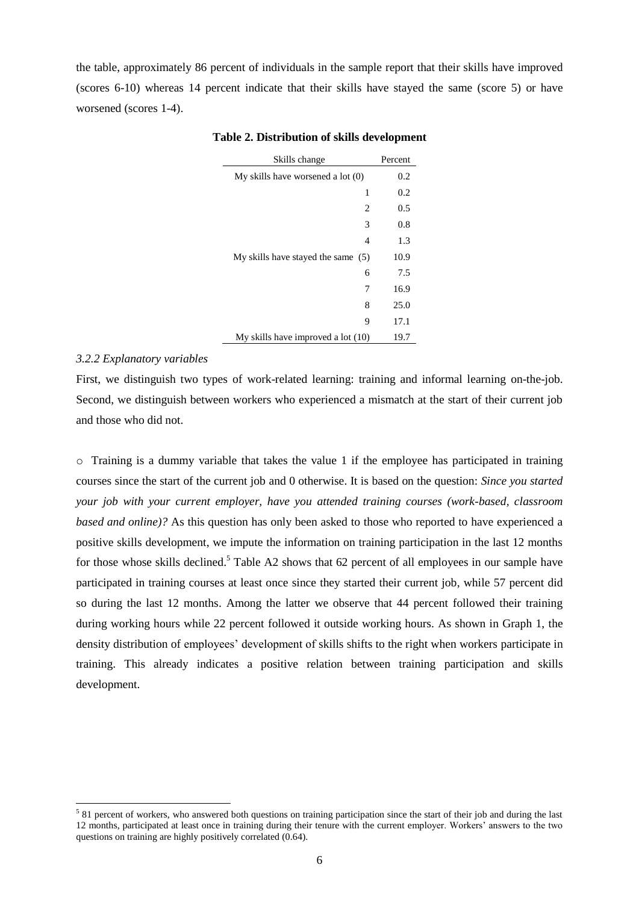the table, approximately 86 percent of individuals in the sample report that their skills have improved (scores 6-10) whereas 14 percent indicate that their skills have stayed the same (score 5) or have worsened (scores 1-4).

**Table 2. Distribution of skills development**

| Skills change | Percent |
|---:|---:|
| My skills have worsened a lot (0) | 0.2 |
| 1 | 0.2 |
| 2 | 0.5 |
| 3 | 0.8 |
| 4 | 1.3 |
| My skills have stayed the same (5) | 10.9 |
| 6 | 7.5 |
| 7 | 16.9 |
| 8 | 25.0 |
| 9 | 17.1 |
| My skills have improved a lot (10) | 19.7 |

*3.2.2 Explanatory variables*

First, we distinguish two types of work-related learning: training and informal learning on-the-job. Second, we distinguish between workers who experienced a mismatch at the start of their current job and those who did not.

- Training is a dummy variable that takes the value 1 if the employee has participated in training courses since the start of the current job and 0 otherwise. It is based on the question: *Since you started your job with your current employer, have you attended training courses (work-based, classroom based and online)?* As this question has only been asked to those who reported to have experienced a positive skills development, we impute the information on training participation in the last 12 months for those whose skills declined.[5] Table A2 shows that 62 percent of all employees in our sample have participated in training courses at least once since they started their current job, while 57 percent did so during the last 12 months. Among the latter we observe that 44 percent followed their training during working hours while 22 percent followed it outside working hours. As shown in Graph 1, the density distribution of employees' development of skills shifts to the right when workers participate in training. This already indicates a positive relation between training participation and skills development.

[5] 81 percent of workers, who answered both questions on training participation since the start of their job and during the last 12 months, participated at least once in training during their tenure with the current employer. Workers' answers to the two questions on training are highly positively correlated (0.64).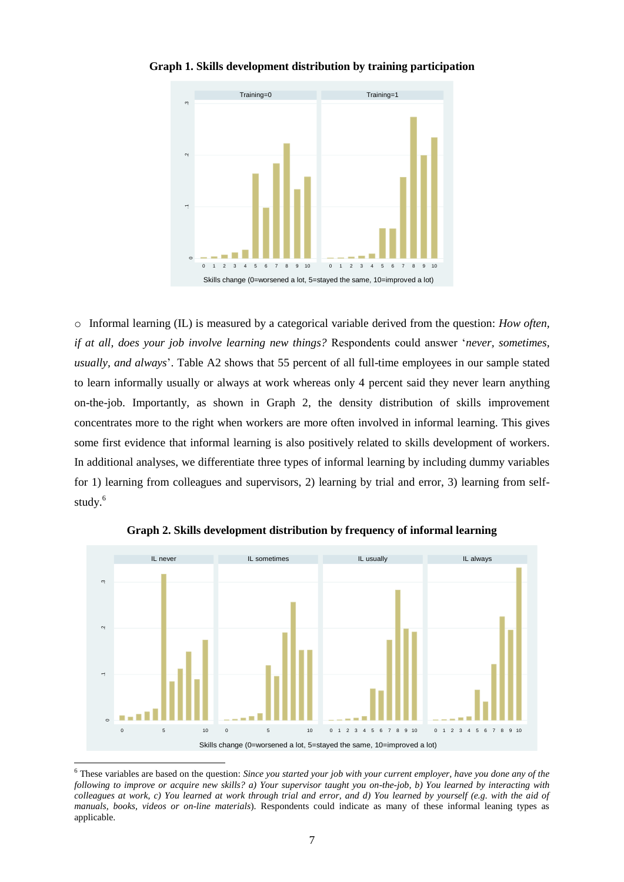**Graph 1. Skills development distribution by training participation**

○ Informal learning (IL) is measured by a categorical variable derived from the question: *How often, if at all, does your job involve learning new things?* Respondents could answer '*never, sometimes, usually, and always*'. Table A2 shows that 55 percent of all full-time employees in our sample stated to learn informally usually or always at work whereas only 4 percent said they never learn anything on-the-job. Importantly, as shown in Graph 2, the density distribution of skills improvement concentrates more to the right when workers are more often involved in informal learning. This gives some first evidence that informal learning is also positively related to skills development of workers. In additional analyses, we differentiate three types of informal learning by including dummy variables for 1) learning from colleagues and supervisors, 2) learning by trial and error, 3) learning from self-study.[6]

**Graph 2. Skills development distribution by frequency of informal learning**

[6] These variables are based on the question: *Since you started your job with your current employer, have you done any of the following to improve or acquire new skills? a) Your supervisor taught you on-the-job, b) You learned by interacting with colleagues at work, c) You learned at work through trial and error, and d) You learned by yourself (e.g. with the aid of manuals, books, videos or on-line materials*). Respondents could indicate as many of these informal leaning types as applicable.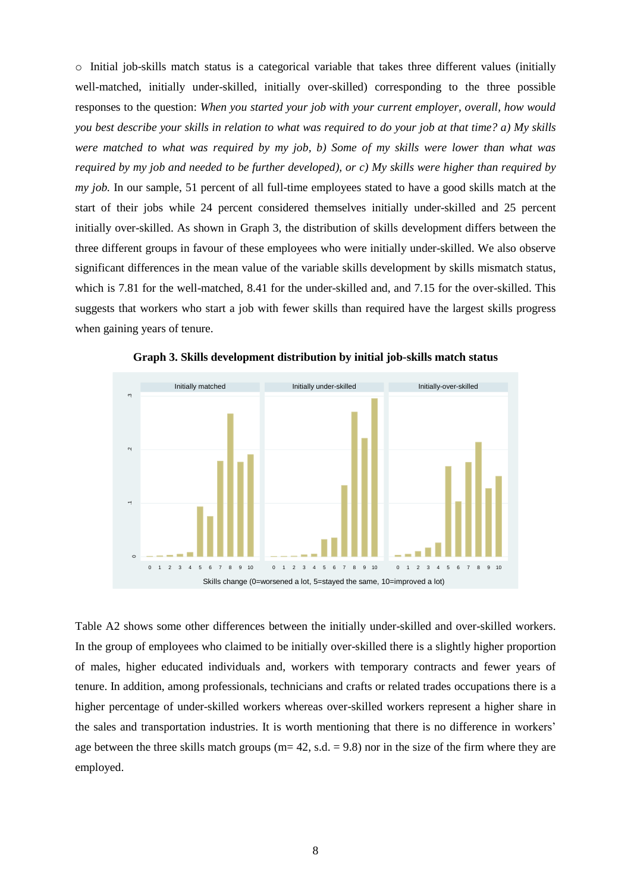○ Initial job-skills match status is a categorical variable that takes three different values (initially well-matched, initially under-skilled, initially over-skilled) corresponding to the three possible responses to the question: *When you started your job with your current employer, overall, how would you best describe your skills in relation to what was required to do your job at that time? a) My skills were matched to what was required by my job, b) Some of my skills were lower than what was required by my job and needed to be further developed), or c) My skills were higher than required by my job.* In our sample, 51 percent of all full-time employees stated to have a good skills match at the start of their jobs while 24 percent considered themselves initially under-skilled and 25 percent initially over-skilled. As shown in Graph 3, the distribution of skills development differs between the three different groups in favour of these employees who were initially under-skilled. We also observe significant differences in the mean value of the variable skills development by skills mismatch status, which is 7.81 for the well-matched, 8.41 for the under-skilled and, and 7.15 for the over-skilled. This suggests that workers who start a job with fewer skills than required have the largest skills progress when gaining years of tenure.

**Graph 3. Skills development distribution by initial job-skills match status**

Table A2 shows some other differences between the initially under-skilled and over-skilled workers. In the group of employees who claimed to be initially over-skilled there is a slightly higher proportion of males, higher educated individuals and, workers with temporary contracts and fewer years of tenure. In addition, among professionals, technicians and crafts or related trades occupations there is a higher percentage of under-skilled workers whereas over-skilled workers represent a higher share in the sales and transportation industries. It is worth mentioning that there is no difference in workers' age between the three skills match groups (m= 42, s.d. = 9.8) nor in the size of the firm where they are employed.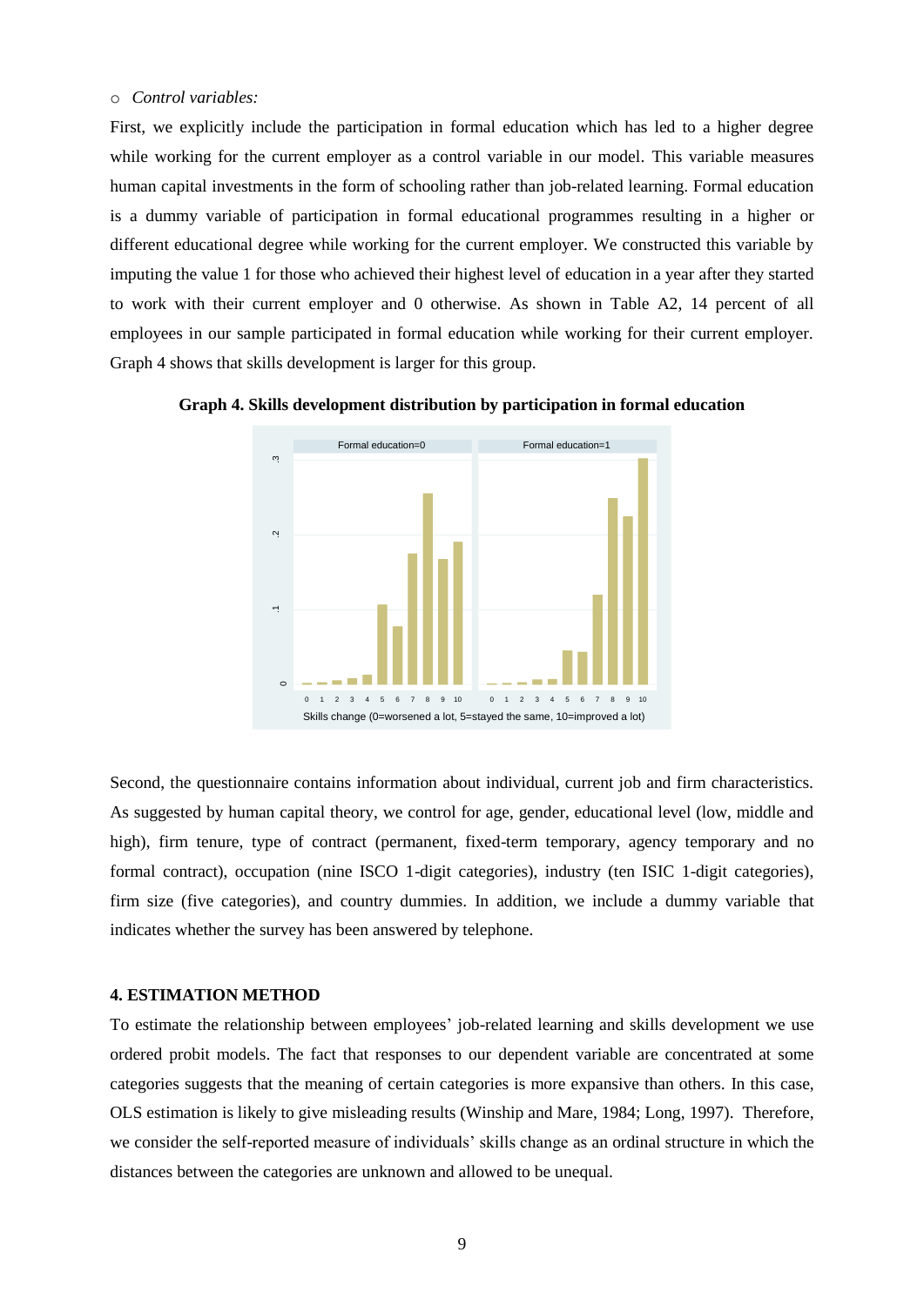○ *Control variables:*

First, we explicitly include the participation in formal education which has led to a higher degree while working for the current employer as a control variable in our model. This variable measures human capital investments in the form of schooling rather than job-related learning. Formal education is a dummy variable of participation in formal educational programmes resulting in a higher or different educational degree while working for the current employer. We constructed this variable by imputing the value 1 for those who achieved their highest level of education in a year after they started to work with their current employer and 0 otherwise. As shown in Table A2, 14 percent of all employees in our sample participated in formal education while working for their current employer. Graph 4 shows that skills development is larger for this group.

**Graph 4. Skills development distribution by participation in formal education**

Second, the questionnaire contains information about individual, current job and firm characteristics. As suggested by human capital theory, we control for age, gender, educational level (low, middle and high), firm tenure, type of contract (permanent, fixed-term temporary, agency temporary and no formal contract), occupation (nine ISCO 1-digit categories), industry (ten ISIC 1-digit categories), firm size (five categories), and country dummies. In addition, we include a dummy variable that indicates whether the survey has been answered by telephone.

## 4. ESTIMATION METHOD

To estimate the relationship between employees' job-related learning and skills development we use ordered probit models. The fact that responses to our dependent variable are concentrated at some categories suggests that the meaning of certain categories is more expansive than others. In this case, OLS estimation is likely to give misleading results (Winship and Mare, 1984; Long, 1997). Therefore, we consider the self-reported measure of individuals' skills change as an ordinal structure in which the distances between the categories are unknown and allowed to be unequal.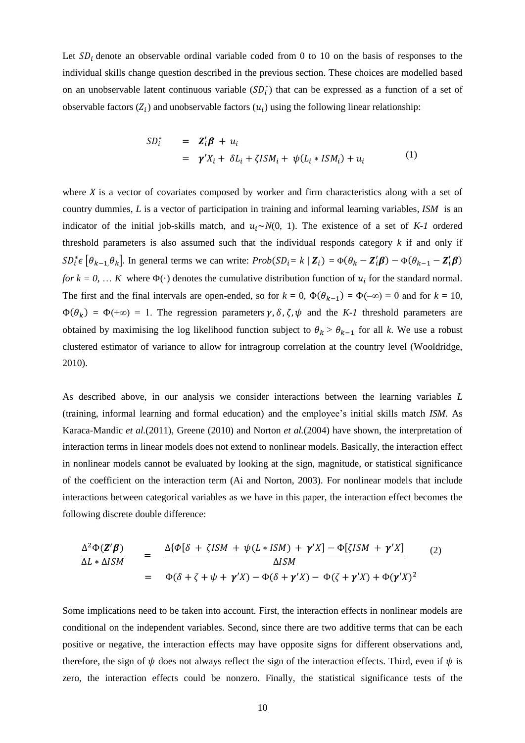Let $SD_i$ denote an observable ordinal variable coded from 0 to 10 on the basis of responses to the individual skills change question described in the previous section. These choices are modelled based on an unobservable latent continuous variable ($SD_i^*$) that can be expressed as a function of a set of observable factors ($Z_i$) and unobservable factors ($u_i$) using the following linear relationship:

$$
\begin{aligned}
SD_i^* &= \boldsymbol{Z}_i'\boldsymbol{\beta} + u_i \\
&= \boldsymbol{\gamma}'X_i + \delta L_i + \zeta ISM_i + \psi(L_i * ISM_i) + u_i
\end{aligned} \tag{1}
$$

where $X$ is a vector of covariates composed by worker and firm characteristics along with a set of country dummies, $L$ is a vector of participation in training and informal learning variables, *ISM* is an indicator of the initial job-skills match, and $u_i \sim N(0, 1)$. The existence of a set of *K-1* ordered threshold parameters is also assumed such that the individual responds category $k$ if and only if $SD_i^* \epsilon \left[\theta_{k-1,} \theta_k\right]$. In general terms we can write: $Prob(SD_i = k \mid \boldsymbol{Z}_i) = \Phi(\theta_k - \boldsymbol{Z}_i'\boldsymbol{\beta}) - \Phi(\theta_{k-1} - \boldsymbol{Z}_i'\boldsymbol{\beta})$ *for* $k = 0, \dots K$ where $\Phi(\cdot)$ denotes the cumulative distribution function of $u_i$ for the standard normal. The first and the final intervals are open-ended, so for $k = 0$, $\Phi(\theta_{k-1}) = \Phi(-\infty) = 0$ and for $k = 10$, $\Phi(\theta_k) = \Phi(+\infty) = 1$. The regression parameters $\gamma, \delta, \zeta, \psi$ and the *K-1* threshold parameters are obtained by maximising the log likelihood function subject to $\theta_k > \theta_{k-1}$ for all $k$. We use a robust clustered estimator of variance to allow for intragroup correlation at the country level (Wooldridge, 2010).

As described above, in our analysis we consider interactions between the learning variables *L* (training, informal learning and formal education) and the employee's initial skills match *ISM*. As Karaca-Mandic *et al.*(2011), Greene (2010) and Norton *et al.*(2004) have shown, the interpretation of interaction terms in linear models does not extend to nonlinear models. Basically, the interaction effect in nonlinear models cannot be evaluated by looking at the sign, magnitude, or statistical significance of the coefficient on the interaction term (Ai and Norton, 2003). For nonlinear models that include interactions between categorical variables as we have in this paper, the interaction effect becomes the following discrete double difference:

$$
\begin{aligned}
\frac{\Delta^2\Phi(\boldsymbol{Z}'\boldsymbol{\beta})}{\Delta L * \Delta ISM} &= \frac{\Delta\{\Phi[\delta + \zeta ISM + \psi(L * ISM) + \boldsymbol{\gamma}'X] - \Phi[\zeta ISM + \boldsymbol{\gamma}'X]}{\Delta ISM} \\
&= \Phi(\delta + \zeta + \psi + \boldsymbol{\gamma}'X) - \Phi(\delta + \boldsymbol{\gamma}'X) - \Phi(\zeta + \boldsymbol{\gamma}'X) + \Phi(\boldsymbol{\gamma}'X)^2
\end{aligned} \tag{2}
$$

Some implications need to be taken into account. First, the interaction effects in nonlinear models are conditional on the independent variables. Second, since there are two additive terms that can be each positive or negative, the interaction effects may have opposite signs for different observations and, therefore, the sign of $\psi$ does not always reflect the sign of the interaction effects. Third, even if $\psi$ is zero, the interaction effects could be nonzero. Finally, the statistical significance tests of the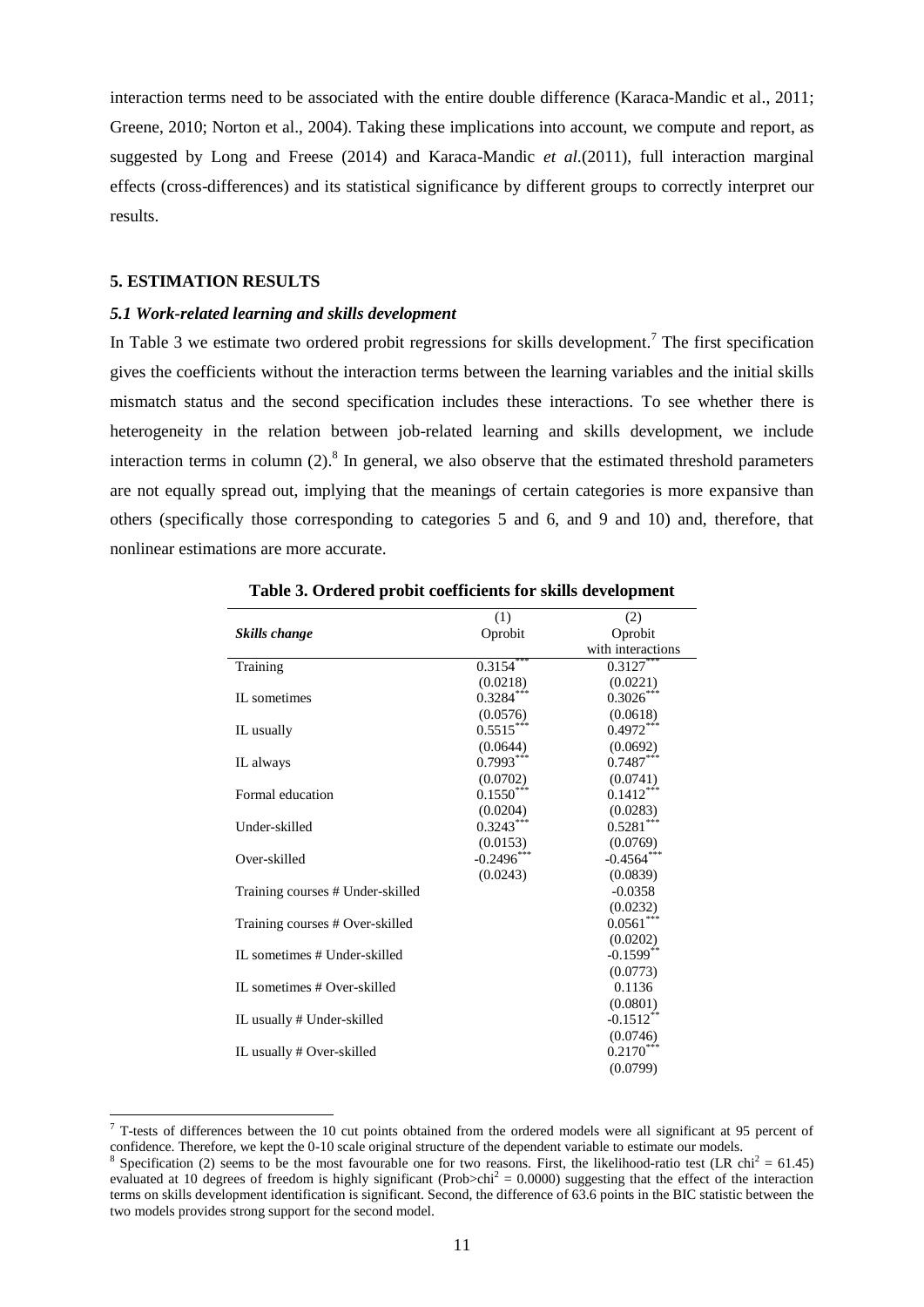interaction terms need to be associated with the entire double difference (Karaca-Mandic et al., 2011; Greene, 2010; Norton et al., 2004). Taking these implications into account, we compute and report, as suggested by Long and Freese (2014) and Karaca-Mandic *et al*.(2011), full interaction marginal effects (cross-differences) and its statistical significance by different groups to correctly interpret our results.

## 5. ESTIMATION RESULTS

### *5.1 Work-related learning and skills development*

In Table 3 we estimate two ordered probit regressions for skills development.[7] The first specification gives the coefficients without the interaction terms between the learning variables and the initial skills mismatch status and the second specification includes these interactions. To see whether there is heterogeneity in the relation between job-related learning and skills development, we include interaction terms in column (2).[8] In general, we also observe that the estimated threshold parameters are not equally spread out, implying that the meanings of certain categories is more expansive than others (specifically those corresponding to categories 5 and 6, and 9 and 10) and, therefore, that nonlinear estimations are more accurate.

**Table 3. Ordered probit coefficients for skills development**

| | (1) | (2) |
|---|---|---|
| ***Skills change*** | Oprobit | Oprobit with interactions |
| Training | 0.3154*** | 0.3127*** |
| | (0.0218) | (0.0221) |
| IL sometimes | 0.3284*** | 0.3026*** |
| | (0.0576) | (0.0618) |
| IL usually | 0.5515*** | 0.4972*** |
| | (0.0644) | (0.0692) |
| IL always | 0.7993*** | 0.7487*** |
| | (0.0702) | (0.0741) |
| Formal education | 0.1550*** | 0.1412*** |
| | (0.0204) | (0.0283) |
| Under-skilled | 0.3243*** | 0.5281*** |
| | (0.0153) | (0.0769) |
| Over-skilled | -0.2496*** | -0.4564*** |
| | (0.0243) | (0.0839) |
| Training courses # Under-skilled | | -0.0358 |
| | | (0.0232) |
| Training courses # Over-skilled | | 0.0561*** |
| | | (0.0202) |
| IL sometimes # Under-skilled | | -0.1599** |
| | | (0.0773) |
| IL sometimes # Over-skilled | | 0.1136 |
| | | (0.0801) |
| IL usually # Under-skilled | | -0.1512** |
| | | (0.0746) |
| IL usually # Over-skilled | | 0.2170*** |
| | | (0.0799) |

[7] T-tests of differences between the 10 cut points obtained from the ordered models were all significant at 95 percent of confidence. Therefore, we kept the 0-10 scale original structure of the dependent variable to estimate our models.

[8] Specification (2) seems to be the most favourable one for two reasons. First, the likelihood-ratio test (LR $chi^2 = 61.45$) evaluated at 10 degrees of freedom is highly significant ($Prob>chi^2 = 0.0000$) suggesting that the effect of the interaction terms on skills development identification is significant. Second, the difference of 63.6 points in the BIC statistic between the two models provides strong support for the second model.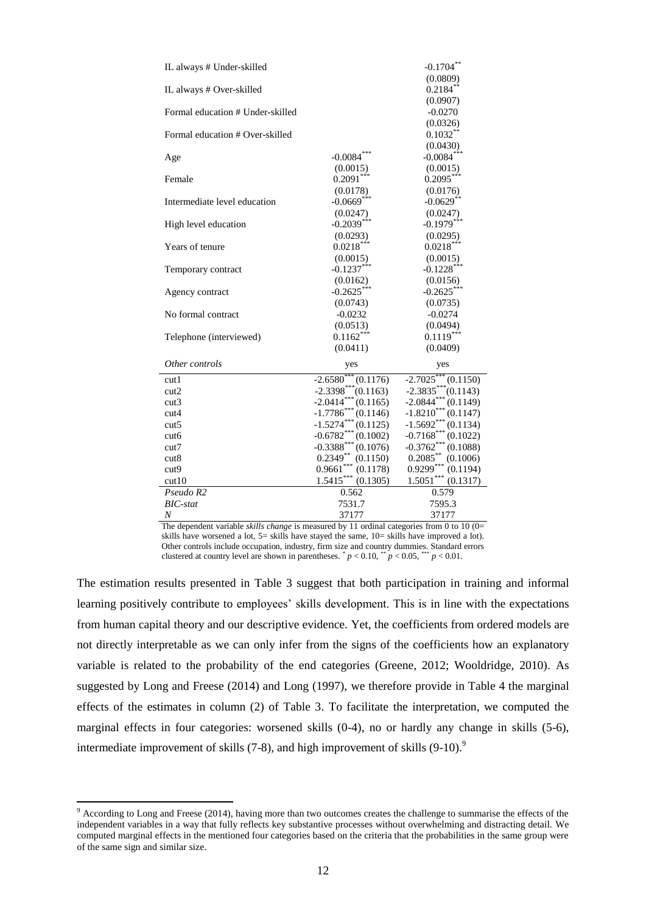| | (1) | (2) |
|---|---|---|
| IL always # Under-skilled | | -0.1704** |
| | | (0.0809) |
| IL always # Over-skilled | | 0.2184** |
| | | (0.0907) |
| Formal education # Under-skilled | | -0.0270 |
| | | (0.0326) |
| Formal education # Over-skilled | | 0.1032** |
| | | (0.0430) |
| Age | -0.0084*** | -0.0084*** |
| | (0.0015) | (0.0015) |
| Female | 0.2091*** | 0.2095*** |
| | (0.0178) | (0.0176) |
| Intermediate level education | -0.0669*** | -0.0629** |
| | (0.0247) | (0.0247) |
| High level education | -0.2039*** | -0.1979*** |
| | (0.0293) | (0.0295) |
| Years of tenure | 0.0218*** | 0.0218*** |
| | (0.0015) | (0.0015) |
| Temporary contract | -0.1237*** | -0.1228*** |
| | (0.0162) | (0.0156) |
| Agency contract | -0.2625*** | -0.2625*** |
| | (0.0743) | (0.0735) |
| No formal contract | -0.0232 | -0.0274 |
| | (0.0513) | (0.0494) |
| Telephone (interviewed) | 0.1162*** | 0.1119*** |
| | (0.0411) | (0.0409) |
| *Other controls* | yes | yes |
| cut1 | -2.6580*** (0.1176) | -2.7025*** (0.1150) |
| cut2 | -2.3398*** (0.1163) | -2.3835*** (0.1143) |
| cut3 | -2.0414*** (0.1165) | -2.0844*** (0.1149) |
| cut4 | -1.7786*** (0.1146) | -1.8210*** (0.1147) |
| cut5 | -1.5274*** (0.1125) | -1.5692*** (0.1134) |
| cut6 | -0.6782*** (0.1002) | -0.7168*** (0.1022) |
| cut7 | -0.3388*** (0.1076) | -0.3762*** (0.1088) |
| cut8 | 0.2349** (0.1150) | 0.2085** (0.1006) |
| cut9 | 0.9661*** (0.1178) | 0.9299*** (0.1194) |
| cut10 | 1.5415*** (0.1305) | 1.5051*** (0.1317) |
| *Pseudo R2* | 0.562 | 0.579 |
| *BIC-stat* | 7531.7 | 7595.3 |
| *N* | 37177 | 37177 |

The dependent variable *skills change* is measured by 11 ordinal categories from 0 to 10 (0= skills have worsened a lot, 5= skills have stayed the same, 10= skills have improved a lot). Other controls include occupation, industry, firm size and country dummies. Standard errors clustered at country level are shown in parentheses. * $p < 0.10$, ** $p < 0.05$, *** $p < 0.01$.

The estimation results presented in Table 3 suggest that both participation in training and informal learning positively contribute to employees' skills development. This is in line with the expectations from human capital theory and our descriptive evidence. Yet, the coefficients from ordered models are not directly interpretable as we can only infer from the signs of the coefficients how an explanatory variable is related to the probability of the end categories (Greene, 2012; Wooldridge, 2010). As suggested by Long and Freese (2014) and Long (1997), we therefore provide in Table 4 the marginal effects of the estimates in column (2) of Table 3. To facilitate the interpretation, we computed the marginal effects in four categories: worsened skills (0-4), no or hardly any change in skills (5-6), intermediate improvement of skills (7-8), and high improvement of skills (9-10).[9]

[9] According to Long and Freese (2014), having more than two outcomes creates the challenge to summarise the effects of the independent variables in a way that fully reflects key substantive processes without overwhelming and distracting detail. We computed marginal effects in the mentioned four categories based on the criteria that the probabilities in the same group were of the same sign and similar size.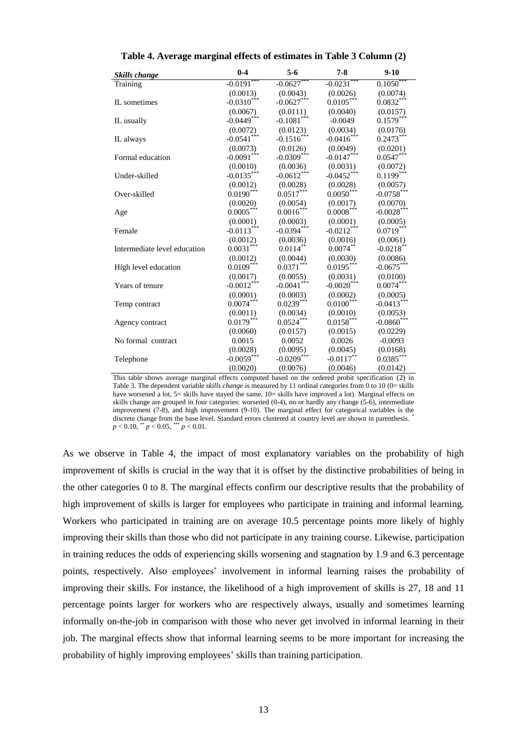**Table 4. Average marginal effects of estimates in Table 3 Column (2)**

| *Skills change* | 0-4 | 5-6 | 7-8 | 9-10 |
|---|---|---|---|---|
| Training | -0.0191*** | -0.0627*** | -0.0231*** | 0.1050*** |
| | (0.0013) | (0.0043) | (0.0026) | (0.0074) |
| IL sometimes | -0.0310*** | -0.0627*** | 0.0105*** | 0.0832*** |
| | (0.0067) | (0.0111) | (0.0040) | (0.0157) |
| IL usually | -0.0449*** | -0.1081*** | -0.0049 | 0.1579*** |
| | (0.0072) | (0.0123) | (0.0034) | (0.0176) |
| IL always | -0.0541*** | -0.1516*** | -0.0416*** | 0.2473*** |
| | (0.0073) | (0.0126) | (0.0049) | (0.0201) |
| Formal education | -0.0091*** | -0.0309*** | -0.0147*** | 0.0547*** |
| | (0.0010) | (0.0036) | (0.0031) | (0.0072) |
| Under-skilled | -0.0135*** | -0.0612*** | -0.0452*** | 0.1199*** |
| | (0.0012) | (0.0028) | (0.0028) | (0.0057) |
| Over-skilled | 0.0190*** | 0.0517*** | 0.0050*** | -0.0758*** |
| | (0.0020) | (0.0054) | (0.0017) | (0.0070) |
| Age | 0.0005*** | 0.0016*** | 0.0008*** | -0.0028*** |
| | (0.0001) | (0.0003) | (0.0001) | (0.0005) |
| Female | -0.0113*** | -0.0394*** | -0.0212*** | 0.0719*** |
| | (0.0012) | (0.0036) | (0.0016) | (0.0061) |
| Intermediate level education | 0.0031*** | 0.0114** | 0.0074** | -0.0218** |
| | (0.0012) | (0.0044) | (0.0030) | (0.0086) |
| High level education | 0.0109*** | 0.0371*** | 0.0195*** | -0.0675*** |
| | (0.0017) | (0.0055) | (0.0031) | (0.0100) |
| Years of tenure | -0.0012*** | -0.0041*** | -0.0020*** | 0.0074*** |
| | (0.0001) | (0.0003) | (0.0002) | (0.0005) |
| Temp contract | 0.0074*** | 0.0239*** | 0.0100*** | -0.0413*** |
| | (0.0011) | (0.0034) | (0.0010) | (0.0053) |
| Agency contract | 0.0179*** | 0.0524*** | 0.0158*** | -0.0860*** |
| | (0.0060) | (0.0157) | (0.0015) | (0.0229) |
| No formal contract | 0.0015 | 0.0052 | 0.0026 | -0.0093 |
| | (0.0028) | (0.0095) | (0.0045) | (0.0168) |
| Telephone | -0.0059*** | -0.0209*** | -0.0117** | 0.0385*** |
| | (0.0020) | (0.0076) | (0.0046) | (0.0142) |

This table shows average marginal effects computed based on the ordered probit specification (2) in Table 3. The dependent variable *skills change* is measured by 11 ordinal categories from 0 to 10 (0= skills have worsened a lot, 5= skills have stayed the same, 10= skills have improved a lot). Marginal effects on skills change are grouped in four categories: worsened (0-4), no or hardly any change (5-6), intermediate improvement (7-8), and high improvement (9-10). The marginal effect for categorical variables is the discrete change from the base level. Standard errors clustered at country level are shown in parenthesis. * $p < 0.10$, ** $p < 0.05$, *** $p < 0.01$.

As we observe in Table 4, the impact of most explanatory variables on the probability of high improvement of skills is crucial in the way that it is offset by the distinctive probabilities of being in the other categories 0 to 8. The marginal effects confirm our descriptive results that the probability of high improvement of skills is larger for employees who participate in training and informal learning. Workers who participated in training are on average 10.5 percentage points more likely of highly improving their skills than those who did not participate in any training course. Likewise, participation in training reduces the odds of experiencing skills worsening and stagnation by 1.9 and 6.3 percentage points, respectively. Also employees' involvement in informal learning raises the probability of improving their skills. For instance, the likelihood of a high improvement of skills is 27, 18 and 11 percentage points larger for workers who are respectively always, usually and sometimes learning informally on-the-job in comparison with those who never get involved in informal learning in their job. The marginal effects show that informal learning seems to be more important for increasing the probability of highly improving employees' skills than training participation.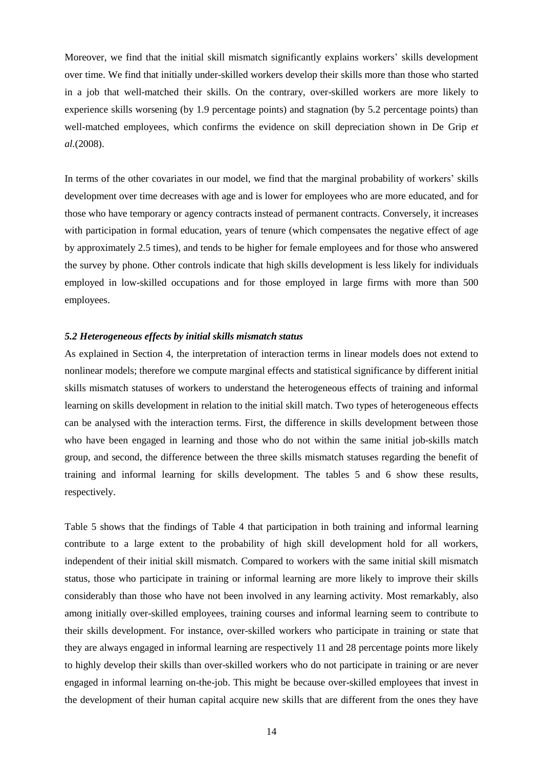Moreover, we find that the initial skill mismatch significantly explains workers' skills development over time. We find that initially under-skilled workers develop their skills more than those who started in a job that well-matched their skills. On the contrary, over-skilled workers are more likely to experience skills worsening (by 1.9 percentage points) and stagnation (by 5.2 percentage points) than well-matched employees, which confirms the evidence on skill depreciation shown in De Grip *et al*.(2008).

In terms of the other covariates in our model, we find that the marginal probability of workers' skills development over time decreases with age and is lower for employees who are more educated, and for those who have temporary or agency contracts instead of permanent contracts. Conversely, it increases with participation in formal education, years of tenure (which compensates the negative effect of age by approximately 2.5 times), and tends to be higher for female employees and for those who answered the survey by phone. Other controls indicate that high skills development is less likely for individuals employed in low-skilled occupations and for those employed in large firms with more than 500 employees.

### *5.2 Heterogeneous effects by initial skills mismatch status*

As explained in Section 4, the interpretation of interaction terms in linear models does not extend to nonlinear models; therefore we compute marginal effects and statistical significance by different initial skills mismatch statuses of workers to understand the heterogeneous effects of training and informal learning on skills development in relation to the initial skill match. Two types of heterogeneous effects can be analysed with the interaction terms. First, the difference in skills development between those who have been engaged in learning and those who do not within the same initial job-skills match group, and second, the difference between the three skills mismatch statuses regarding the benefit of training and informal learning for skills development. The tables 5 and 6 show these results, respectively.

Table 5 shows that the findings of Table 4 that participation in both training and informal learning contribute to a large extent to the probability of high skill development hold for all workers, independent of their initial skill mismatch. Compared to workers with the same initial skill mismatch status, those who participate in training or informal learning are more likely to improve their skills considerably than those who have not been involved in any learning activity. Most remarkably, also among initially over-skilled employees, training courses and informal learning seem to contribute to their skills development. For instance, over-skilled workers who participate in training or state that they are always engaged in informal learning are respectively 11 and 28 percentage points more likely to highly develop their skills than over-skilled workers who do not participate in training or are never engaged in informal learning on-the-job. This might be because over-skilled employees that invest in the development of their human capital acquire new skills that are different from the ones they have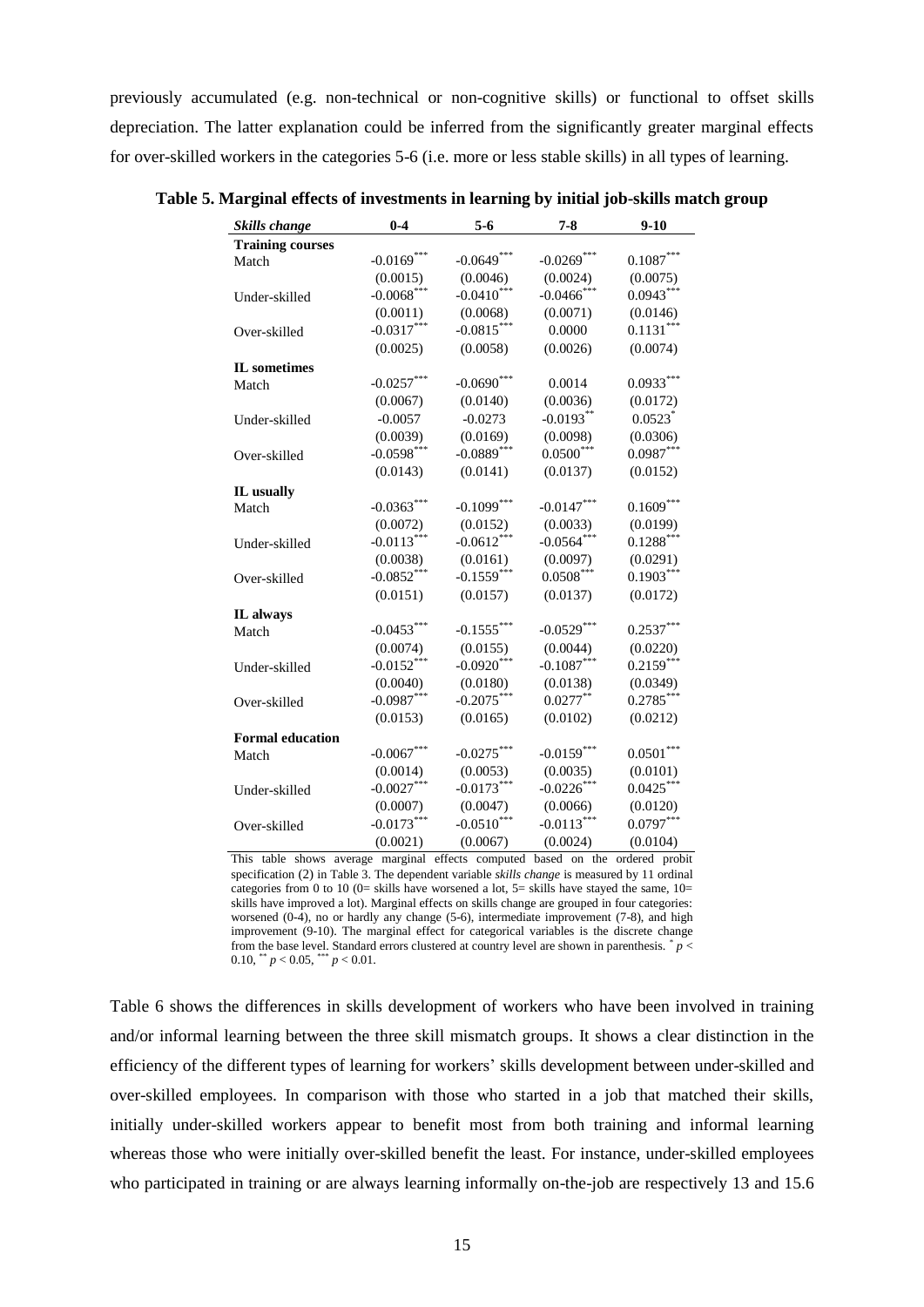previously accumulated (e.g. non-technical or non-cognitive skills) or functional to offset skills depreciation. The latter explanation could be inferred from the significantly greater marginal effects for over-skilled workers in the categories 5-6 (i.e. more or less stable skills) in all types of learning.

**Table 5. Marginal effects of investments in learning by initial job-skills match group**

| *Skills change* | 0-4 | 5-6 | 7-8 | 9-10 |
|---|---|---|---|---|
| **Training courses** | | | | |
| Match | $-0.0169^{***}$ | $-0.0649^{***}$ | $-0.0269^{***}$ | $0.1087^{***}$ |
| | (0.0015) | (0.0046) | (0.0024) | (0.0075) |
| Under-skilled | $-0.0068^{***}$ | $-0.0410^{***}$ | $-0.0466^{***}$ | $0.0943^{***}$ |
| | (0.0011) | (0.0068) | (0.0071) | (0.0146) |
| Over-skilled | $-0.0317^{***}$ | $-0.0815^{***}$ | 0.0000 | $0.1131^{***}$ |
| | (0.0025) | (0.0058) | (0.0026) | (0.0074) |
| **IL sometimes** | | | | |
| Match | $-0.0257^{***}$ | $-0.0690^{***}$ | 0.0014 | $0.0933^{***}$ |
| | (0.0067) | (0.0140) | (0.0036) | (0.0172) |
| Under-skilled | -0.0057 | -0.0273 | $-0.0193^{**}$ | $0.0523^{*}$ |
| | (0.0039) | (0.0169) | (0.0098) | (0.0306) |
| Over-skilled | $-0.0598^{***}$ | $-0.0889^{***}$ | $0.0500^{***}$ | $0.0987^{***}$ |
| | (0.0143) | (0.0141) | (0.0137) | (0.0152) |
| **IL usually** | | | | |
| Match | $-0.0363^{***}$ | $-0.1099^{***}$ | $-0.0147^{***}$ | $0.1609^{***}$ |
| | (0.0072) | (0.0152) | (0.0033) | (0.0199) |
| Under-skilled | $-0.0113^{***}$ | $-0.0612^{***}$ | $-0.0564^{***}$ | $0.1288^{***}$ |
| | (0.0038) | (0.0161) | (0.0097) | (0.0291) |
| Over-skilled | $-0.0852^{***}$ | $-0.1559^{***}$ | $0.0508^{***}$ | $0.1903^{***}$ |
| | (0.0151) | (0.0157) | (0.0137) | (0.0172) |
| **IL always** | | | | |
| Match | $-0.0453^{***}$ | $-0.1555^{***}$ | $-0.0529^{***}$ | $0.2537^{***}$ |
| | (0.0074) | (0.0155) | (0.0044) | (0.0220) |
| Under-skilled | $-0.0152^{***}$ | $-0.0920^{***}$ | $-0.1087^{***}$ | $0.2159^{***}$ |
| | (0.0040) | (0.0180) | (0.0138) | (0.0349) |
| Over-skilled | $-0.0987^{***}$ | $-0.2075^{***}$ | $0.0277^{**}$ | $0.2785^{***}$ |
| | (0.0153) | (0.0165) | (0.0102) | (0.0212) |
| **Formal education** | | | | |
| Match | $-0.0067^{***}$ | $-0.0275^{***}$ | $-0.0159^{***}$ | $0.0501^{***}$ |
| | (0.0014) | (0.0053) | (0.0035) | (0.0101) |
| Under-skilled | $-0.0027^{***}$ | $-0.0173^{***}$ | $-0.0226^{***}$ | $0.0425^{***}$ |
| | (0.0007) | (0.0047) | (0.0066) | (0.0120) |
| Over-skilled | $-0.0173^{***}$ | $-0.0510^{***}$ | $-0.0113^{***}$ | $0.0797^{***}$ |
| | (0.0021) | (0.0067) | (0.0024) | (0.0104) |

This table shows average marginal effects computed based on the ordered probit specification (2) in Table 3. The dependent variable *skills change* is measured by 11 ordinal categories from 0 to 10 (0= skills have worsened a lot, 5= skills have stayed the same, 10= skills have improved a lot). Marginal effects on skills change are grouped in four categories: worsened (0-4), no or hardly any change (5-6), intermediate improvement (7-8), and high improvement (9-10). The marginal effect for categorical variables is the discrete change from the base level. Standard errors clustered at country level are shown in parenthesis. $^{*}$ $p < 0.10$, $^{**}$ $p < 0.05$, $^{***}$ $p < 0.01$.

Table 6 shows the differences in skills development of workers who have been involved in training and/or informal learning between the three skill mismatch groups. It shows a clear distinction in the efficiency of the different types of learning for workers' skills development between under-skilled and over-skilled employees. In comparison with those who started in a job that matched their skills, initially under-skilled workers appear to benefit most from both training and informal learning whereas those who were initially over-skilled benefit the least. For instance, under-skilled employees who participated in training or are always learning informally on-the-job are respectively 13 and 15.6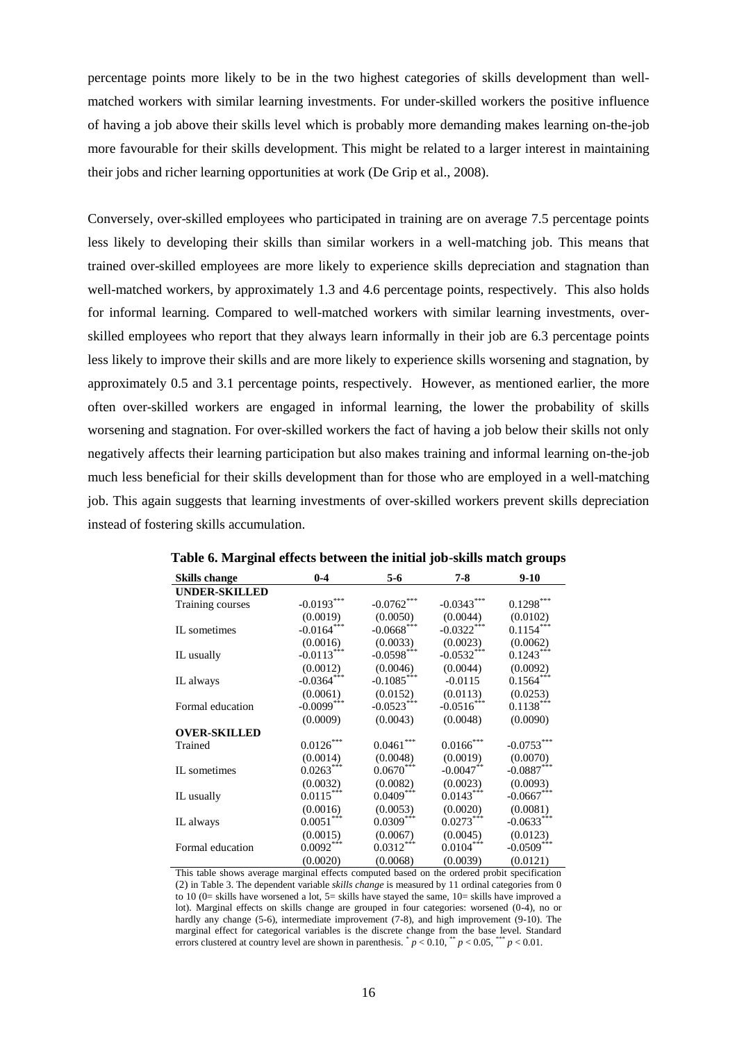percentage points more likely to be in the two highest categories of skills development than well-matched workers with similar learning investments. For under-skilled workers the positive influence of having a job above their skills level which is probably more demanding makes learning on-the-job more favourable for their skills development. This might be related to a larger interest in maintaining their jobs and richer learning opportunities at work (De Grip et al., 2008).

Conversely, over-skilled employees who participated in training are on average 7.5 percentage points less likely to developing their skills than similar workers in a well-matching job. This means that trained over-skilled employees are more likely to experience skills depreciation and stagnation than well-matched workers, by approximately 1.3 and 4.6 percentage points, respectively. This also holds for informal learning. Compared to well-matched workers with similar learning investments, over-skilled employees who report that they always learn informally in their job are 6.3 percentage points less likely to improve their skills and are more likely to experience skills worsening and stagnation, by approximately 0.5 and 3.1 percentage points, respectively. However, as mentioned earlier, the more often over-skilled workers are engaged in informal learning, the lower the probability of skills worsening and stagnation. For over-skilled workers the fact of having a job below their skills not only negatively affects their learning participation but also makes training and informal learning on-the-job much less beneficial for their skills development than for those who are employed in a well-matching job. This again suggests that learning investments of over-skilled workers prevent skills depreciation instead of fostering skills accumulation.

**Table 6. Marginal effects between the initial job-skills match groups**

| Skills change | 0-4 | 5-6 | 7-8 | 9-10 |
|---|---|---|---|---|
| **UNDER-SKILLED** | | | | |
| Training courses | -0.0193*** | -0.0762*** | -0.0343*** | 0.1298*** |
| | (0.0019) | (0.0050) | (0.0044) | (0.0102) |
| IL sometimes | -0.0164*** | -0.0668*** | -0.0322*** | 0.1154*** |
| | (0.0016) | (0.0033) | (0.0023) | (0.0062) |
| IL usually | -0.0113*** | -0.0598*** | -0.0532*** | 0.1243*** |
| | (0.0012) | (0.0046) | (0.0044) | (0.0092) |
| IL always | -0.0364*** | -0.1085*** | -0.0115 | 0.1564*** |
| | (0.0061) | (0.0152) | (0.0113) | (0.0253) |
| Formal education | -0.0099*** | -0.0523*** | -0.0516*** | 0.1138*** |
| | (0.0009) | (0.0043) | (0.0048) | (0.0090) |
| **OVER-SKILLED** | | | | |
| Trained | 0.0126*** | 0.0461*** | 0.0166*** | -0.0753*** |
| | (0.0014) | (0.0048) | (0.0019) | (0.0070) |
| IL sometimes | 0.0263*** | 0.0670*** | -0.0047** | -0.0887*** |
| | (0.0032) | (0.0082) | (0.0023) | (0.0093) |
| IL usually | 0.0115*** | 0.0409*** | 0.0143*** | -0.0667*** |
| | (0.0016) | (0.0053) | (0.0020) | (0.0081) |
| IL always | 0.0051*** | 0.0309*** | 0.0273*** | -0.0633*** |
| | (0.0015) | (0.0067) | (0.0045) | (0.0123) |
| Formal education | 0.0092*** | 0.0312*** | 0.0104*** | -0.0509*** |
| | (0.0020) | (0.0068) | (0.0039) | (0.0121) |

This table shows average marginal effects computed based on the ordered probit specification (2) in Table 3. The dependent variable *skills change* is measured by 11 ordinal categories from 0 to 10 (0= skills have worsened a lot, 5= skills have stayed the same, 10= skills have improved a lot). Marginal effects on skills change are grouped in four categories: worsened (0-4), no or hardly any change (5-6), intermediate improvement (7-8), and high improvement (9-10). The marginal effect for categorical variables is the discrete change from the base level. Standard errors clustered at country level are shown in parenthesis. * $p < 0.10$, ** $p < 0.05$, *** $p < 0.01$.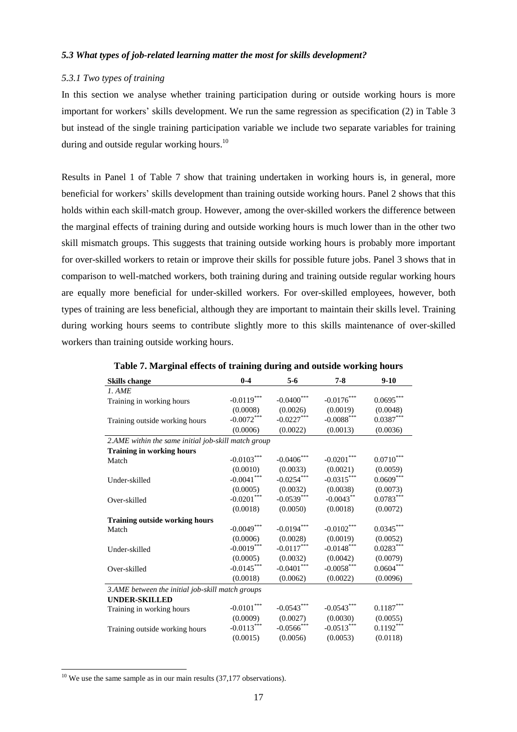### *5.3 What types of job-related learning matter the most for skills development?*

#### *5.3.1 Two types of training*

In this section we analyse whether training participation during or outside working hours is more important for workers' skills development. We run the same regression as specification (2) in Table 3 but instead of the single training participation variable we include two separate variables for training during and outside regular working hours.[10]

Results in Panel 1 of Table 7 show that training undertaken in working hours is, in general, more beneficial for workers' skills development than training outside working hours. Panel 2 shows that this holds within each skill-match group. However, among the over-skilled workers the difference between the marginal effects of training during and outside working hours is much lower than in the other two skill mismatch groups. This suggests that training outside working hours is probably more important for over-skilled workers to retain or improve their skills for possible future jobs. Panel 3 shows that in comparison to well-matched workers, both training during and training outside regular working hours are equally more beneficial for under-skilled workers. For over-skilled employees, however, both types of training are less beneficial, although they are important to maintain their skills level. Training during working hours seems to contribute slightly more to this skills maintenance of over-skilled workers than training outside working hours.

**Table 7. Marginal effects of training during and outside working hours**

| Skills change | 0-4 | 5-6 | 7-8 | 9-10 |
|---|---|---|---|---|
| *1. AME* | | | | |
| Training in working hours | -0.0119*** | -0.0400*** | -0.0176*** | 0.0695*** |
| | (0.0008) | (0.0026) | (0.0019) | (0.0048) |
| Training outside working hours | -0.0072*** | -0.0227*** | -0.0088*** | 0.0387*** |
| | (0.0006) | (0.0022) | (0.0013) | (0.0036) |
| *2.AME within the same initial job-skill match group* | | | | |
| **Training in working hours** | | | | |
| Match | -0.0103*** | -0.0406*** | -0.0201*** | 0.0710*** |
| | (0.0010) | (0.0033) | (0.0021) | (0.0059) |
| Under-skilled | -0.0041*** | -0.0254*** | -0.0315*** | 0.0609*** |
| | (0.0005) | (0.0032) | (0.0038) | (0.0073) |
| Over-skilled | -0.0201*** | -0.0539*** | -0.0043** | 0.0783*** |
| | (0.0018) | (0.0050) | (0.0018) | (0.0072) |
| **Training outside working hours** | | | | |
| Match | -0.0049*** | -0.0194*** | -0.0102*** | 0.0345*** |
| | (0.0006) | (0.0028) | (0.0019) | (0.0052) |
| Under-skilled | -0.0019*** | -0.0117*** | -0.0148*** | 0.0283*** |
| | (0.0005) | (0.0032) | (0.0042) | (0.0079) |
| Over-skilled | -0.0145*** | -0.0401*** | -0.0058*** | 0.0604*** |
| | (0.0018) | (0.0062) | (0.0022) | (0.0096) |
| *3.AME between the initial job-skill match groups* | | | | |
| **UNDER-SKILLED** | | | | |
| Training in working hours | -0.0101*** | -0.0543*** | -0.0543*** | 0.1187*** |
| | (0.0009) | (0.0027) | (0.0030) | (0.0055) |
| Training outside working hours | -0.0113*** | -0.0566*** | -0.0513*** | 0.1192*** |
| | (0.0015) | (0.0056) | (0.0053) | (0.0118) |

[10] We use the same sample as in our main results (37,177 observations).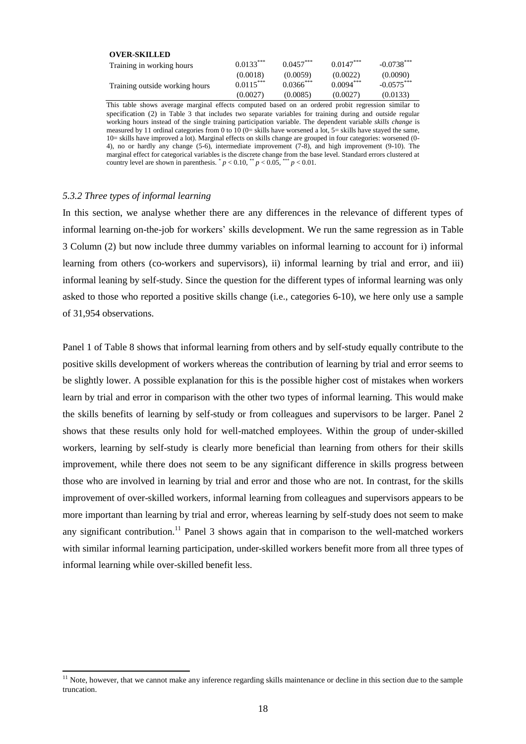| **OVER-SKILLED** | | | | |
|---|---|---|---|---|
| Training in working hours | 0.0133*** | 0.0457*** | 0.0147*** | -0.0738*** |
| | (0.0018) | (0.0059) | (0.0022) | (0.0090) |
| Training outside working hours | 0.0115*** | 0.0366*** | 0.0094*** | -0.0575*** |
| | (0.0027) | (0.0085) | (0.0027) | (0.0133) |

This table shows average marginal effects computed based on an ordered probit regression similar to specification (2) in Table 3 that includes two separate variables for training during and outside regular working hours instead of the single training participation variable. The dependent variable *skills change* is measured by 11 ordinal categories from 0 to 10 (0= skills have worsened a lot, 5= skills have stayed the same, 10= skills have improved a lot). Marginal effects on skills change are grouped in four categories: worsened (0-4), no or hardly any change (5-6), intermediate improvement (7-8), and high improvement (9-10). The marginal effect for categorical variables is the discrete change from the base level. Standard errors clustered at country level are shown in parenthesis. * $p < 0.10$, ** $p < 0.05$, *** $p < 0.01$.

### *5.3.2 Three types of informal learning*

In this section, we analyse whether there are any differences in the relevance of different types of informal learning on-the-job for workers' skills development. We run the same regression as in Table 3 Column (2) but now include three dummy variables on informal learning to account for i) informal learning from others (co-workers and supervisors), ii) informal learning by trial and error, and iii) informal leaning by self-study. Since the question for the different types of informal learning was only asked to those who reported a positive skills change (i.e., categories 6-10), we here only use a sample of 31,954 observations.

Panel 1 of Table 8 shows that informal learning from others and by self-study equally contribute to the positive skills development of workers whereas the contribution of learning by trial and error seems to be slightly lower. A possible explanation for this is the possible higher cost of mistakes when workers learn by trial and error in comparison with the other two types of informal learning. This would make the skills benefits of learning by self-study or from colleagues and supervisors to be larger. Panel 2 shows that these results only hold for well-matched employees. Within the group of under-skilled workers, learning by self-study is clearly more beneficial than learning from others for their skills improvement, while there does not seem to be any significant difference in skills progress between those who are involved in learning by trial and error and those who are not. In contrast, for the skills improvement of over-skilled workers, informal learning from colleagues and supervisors appears to be more important than learning by trial and error, whereas learning by self-study does not seem to make any significant contribution.[11] Panel 3 shows again that in comparison to the well-matched workers with similar informal learning participation, under-skilled workers benefit more from all three types of informal learning while over-skilled benefit less.

[11] Note, however, that we cannot make any inference regarding skills maintenance or decline in this section due to the sample truncation.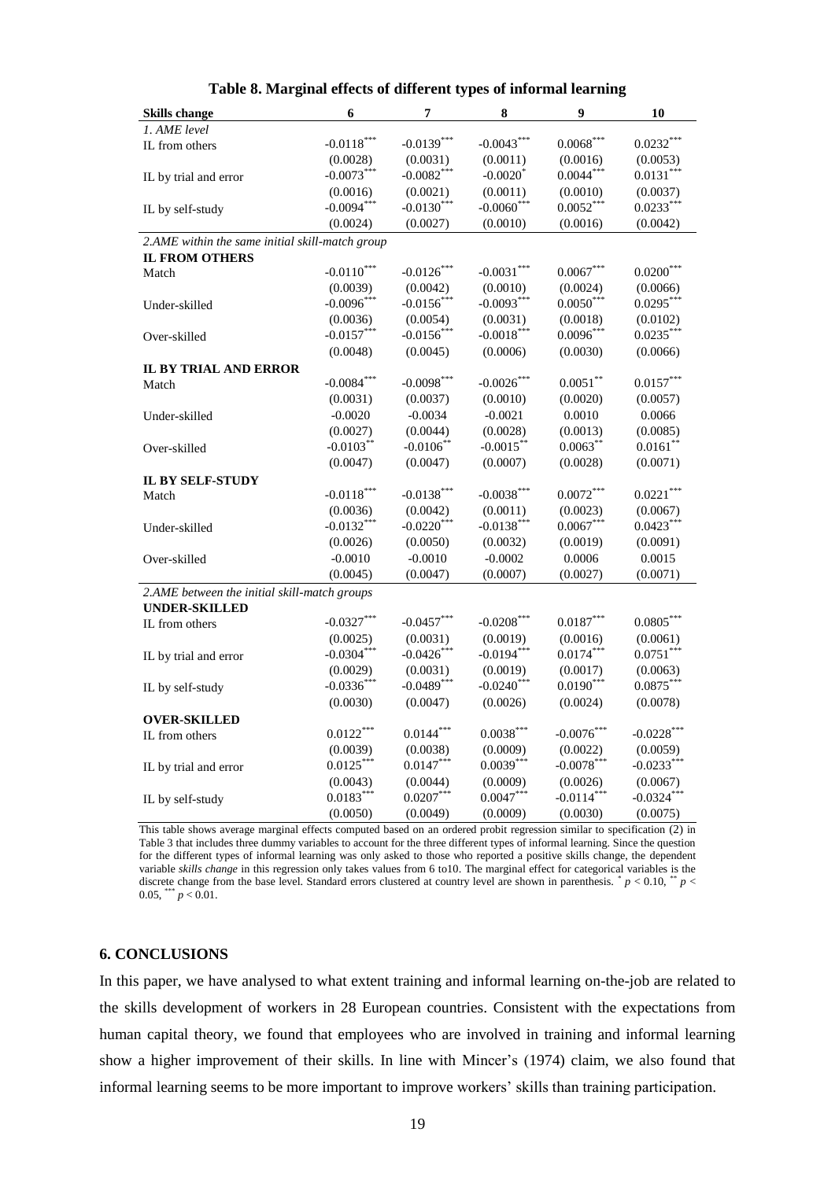**Table 8. Marginal effects of different types of informal learning**

| Skills change | 6 | 7 | 8 | 9 | 10 |
|---|---|---|---|---|---|
| *1. AME level* | | | | | |
| IL from others | -0.0118*** | -0.0139*** | -0.0043*** | 0.0068*** | 0.0232*** |
| | (0.0028) | (0.0031) | (0.0011) | (0.0016) | (0.0053) |
| IL by trial and error | -0.0073*** | -0.0082*** | -0.0020* | 0.0044*** | 0.0131*** |
| | (0.0016) | (0.0021) | (0.0011) | (0.0010) | (0.0037) |
| IL by self-study | -0.0094*** | -0.0130*** | -0.0060*** | 0.0052*** | 0.0233*** |
| | (0.0024) | (0.0027) | (0.0010) | (0.0016) | (0.0042) |
| *2.AME within the same initial skill-match group* | | | | | |
| **IL FROM OTHERS** | | | | | |
| Match | -0.0110*** | -0.0126*** | -0.0031*** | 0.0067*** | 0.0200*** |
| | (0.0039) | (0.0042) | (0.0010) | (0.0024) | (0.0066) |
| Under-skilled | -0.0096*** | -0.0156*** | -0.0093*** | 0.0050*** | 0.0295*** |
| | (0.0036) | (0.0054) | (0.0031) | (0.0018) | (0.0102) |
| Over-skilled | -0.0157*** | -0.0156*** | -0.0018*** | 0.0096*** | 0.0235*** |
| | (0.0048) | (0.0045) | (0.0006) | (0.0030) | (0.0066) |
| **IL BY TRIAL AND ERROR** | | | | | |
| Match | -0.0084*** | -0.0098*** | -0.0026*** | 0.0051** | 0.0157*** |
| | (0.0031) | (0.0037) | (0.0010) | (0.0020) | (0.0057) |
| Under-skilled | -0.0020 | -0.0034 | -0.0021 | 0.0010 | 0.0066 |
| | (0.0027) | (0.0044) | (0.0028) | (0.0013) | (0.0085) |
| Over-skilled | -0.0103** | -0.0106** | -0.0015** | 0.0063** | 0.0161** |
| | (0.0047) | (0.0047) | (0.0007) | (0.0028) | (0.0071) |
| **IL BY SELF-STUDY** | | | | | |
| Match | -0.0118*** | -0.0138*** | -0.0038*** | 0.0072*** | 0.0221*** |
| | (0.0036) | (0.0042) | (0.0011) | (0.0023) | (0.0067) |
| Under-skilled | -0.0132*** | -0.0220*** | -0.0138*** | 0.0067*** | 0.0423*** |
| | (0.0026) | (0.0050) | (0.0032) | (0.0019) | (0.0091) |
| Over-skilled | -0.0010 | -0.0010 | -0.0002 | 0.0006 | 0.0015 |
| | (0.0045) | (0.0047) | (0.0007) | (0.0027) | (0.0071) |
| *2.AME between the initial skill-match groups* | | | | | |
| **UNDER-SKILLED** | | | | | |
| IL from others | -0.0327*** | -0.0457*** | -0.0208*** | 0.0187*** | 0.0805*** |
| | (0.0025) | (0.0031) | (0.0019) | (0.0016) | (0.0061) |
| IL by trial and error | -0.0304*** | -0.0426*** | -0.0194*** | 0.0174*** | 0.0751*** |
| | (0.0029) | (0.0031) | (0.0019) | (0.0017) | (0.0063) |
| IL by self-study | -0.0336*** | -0.0489*** | -0.0240*** | 0.0190*** | 0.0875*** |
| | (0.0030) | (0.0047) | (0.0026) | (0.0024) | (0.0078) |
| **OVER-SKILLED** | | | | | |
| IL from others | 0.0122*** | 0.0144*** | 0.0038*** | -0.0076*** | -0.0228*** |
| | (0.0039) | (0.0038) | (0.0009) | (0.0022) | (0.0059) |
| IL by trial and error | 0.0125*** | 0.0147*** | 0.0039*** | -0.0078*** | -0.0233*** |
| | (0.0043) | (0.0044) | (0.0009) | (0.0026) | (0.0067) |
| IL by self-study | 0.0183*** | 0.0207*** | 0.0047*** | -0.0114*** | -0.0324*** |
| | (0.0050) | (0.0049) | (0.0009) | (0.0030) | (0.0075) |

This table shows average marginal effects computed based on an ordered probit regression similar to specification (2) in Table 3 that includes three dummy variables to account for the three different types of informal learning. Since the question for the different types of informal learning was only asked to those who reported a positive skills change, the dependent variable *skills change* in this regression only takes values from 6 to10. The marginal effect for categorical variables is the discrete change from the base level. Standard errors clustered at country level are shown in parenthesis. * $p < 0.10$, ** $p < 0.05$, *** $p < 0.01$.

## 6. CONCLUSIONS

In this paper, we have analysed to what extent training and informal learning on-the-job are related to the skills development of workers in 28 European countries. Consistent with the expectations from human capital theory, we found that employees who are involved in training and informal learning show a higher improvement of their skills. In line with Mincer's (1974) claim, we also found that informal learning seems to be more important to improve workers' skills than training participation.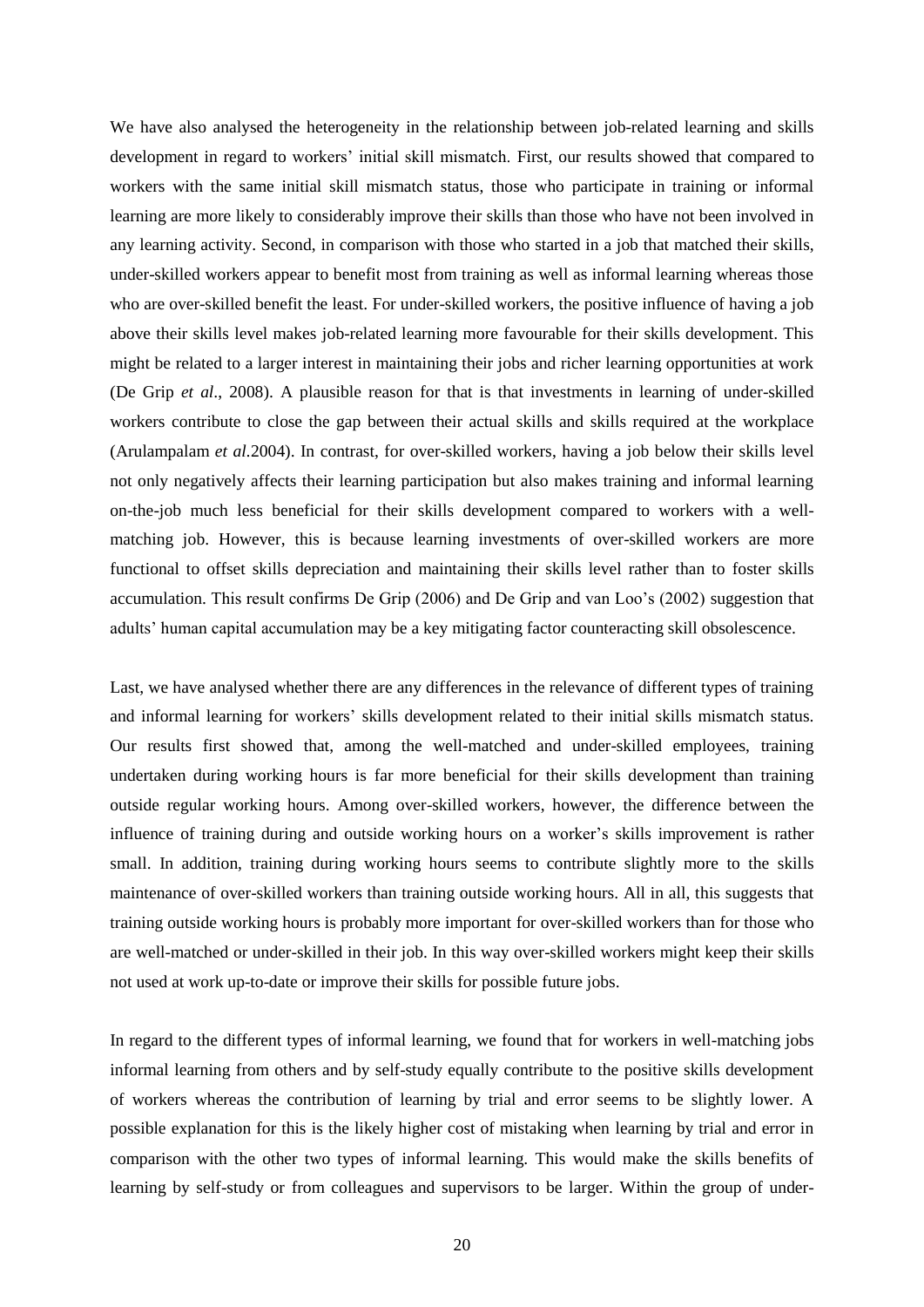We have also analysed the heterogeneity in the relationship between job-related learning and skills development in regard to workers' initial skill mismatch. First, our results showed that compared to workers with the same initial skill mismatch status, those who participate in training or informal learning are more likely to considerably improve their skills than those who have not been involved in any learning activity. Second, in comparison with those who started in a job that matched their skills, under-skilled workers appear to benefit most from training as well as informal learning whereas those who are over-skilled benefit the least. For under-skilled workers, the positive influence of having a job above their skills level makes job-related learning more favourable for their skills development. This might be related to a larger interest in maintaining their jobs and richer learning opportunities at work (De Grip *et al*., 2008). A plausible reason for that is that investments in learning of under-skilled workers contribute to close the gap between their actual skills and skills required at the workplace (Arulampalam *et al.*2004). In contrast, for over-skilled workers, having a job below their skills level not only negatively affects their learning participation but also makes training and informal learning on-the-job much less beneficial for their skills development compared to workers with a well-matching job. However, this is because learning investments of over-skilled workers are more functional to offset skills depreciation and maintaining their skills level rather than to foster skills accumulation. This result confirms De Grip (2006) and De Grip and van Loo's (2002) suggestion that adults' human capital accumulation may be a key mitigating factor counteracting skill obsolescence.

Last, we have analysed whether there are any differences in the relevance of different types of training and informal learning for workers' skills development related to their initial skills mismatch status. Our results first showed that, among the well-matched and under-skilled employees, training undertaken during working hours is far more beneficial for their skills development than training outside regular working hours. Among over-skilled workers, however, the difference between the influence of training during and outside working hours on a worker's skills improvement is rather small. In addition, training during working hours seems to contribute slightly more to the skills maintenance of over-skilled workers than training outside working hours. All in all, this suggests that training outside working hours is probably more important for over-skilled workers than for those who are well-matched or under-skilled in their job. In this way over-skilled workers might keep their skills not used at work up-to-date or improve their skills for possible future jobs.

In regard to the different types of informal learning, we found that for workers in well-matching jobs informal learning from others and by self-study equally contribute to the positive skills development of workers whereas the contribution of learning by trial and error seems to be slightly lower. A possible explanation for this is the likely higher cost of mistaking when learning by trial and error in comparison with the other two types of informal learning. This would make the skills benefits of learning by self-study or from colleagues and supervisors to be larger. Within the group of under-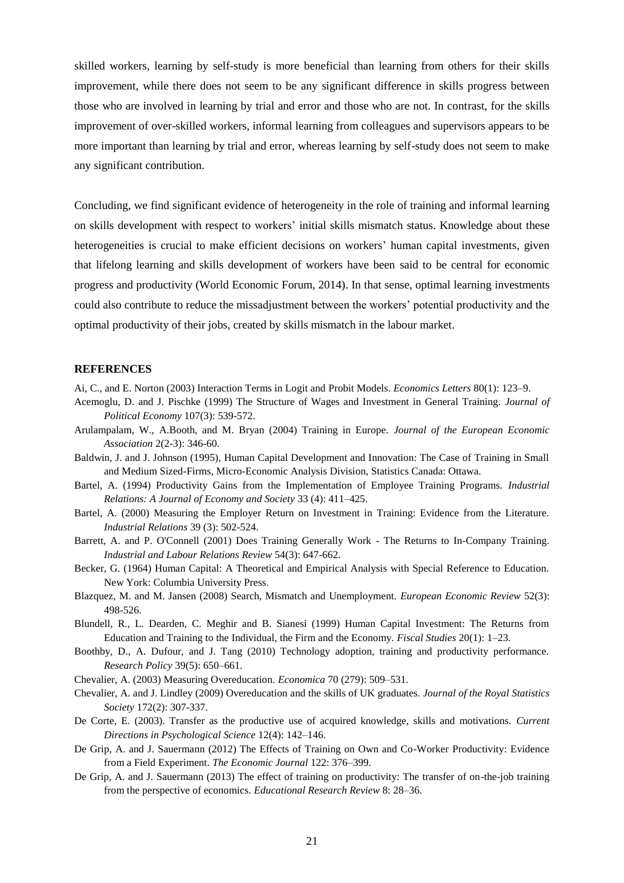skilled workers, learning by self-study is more beneficial than learning from others for their skills improvement, while there does not seem to be any significant difference in skills progress between those who are involved in learning by trial and error and those who are not. In contrast, for the skills improvement of over-skilled workers, informal learning from colleagues and supervisors appears to be more important than learning by trial and error, whereas learning by self-study does not seem to make any significant contribution.

Concluding, we find significant evidence of heterogeneity in the role of training and informal learning on skills development with respect to workers' initial skills mismatch status. Knowledge about these heterogeneities is crucial to make efficient decisions on workers' human capital investments, given that lifelong learning and skills development of workers have been said to be central for economic progress and productivity (World Economic Forum, 2014). In that sense, optimal learning investments could also contribute to reduce the missadjustment between the workers' potential productivity and the optimal productivity of their jobs, created by skills mismatch in the labour market.

## REFERENCES

Ai, C., and E. Norton (2003) Interaction Terms in Logit and Probit Models. *Economics Letters* 80(1): 123–9.

Acemoglu, D. and J. Pischke (1999) The Structure of Wages and Investment in General Training. *Journal of Political Economy* 107(3): 539-572.

Arulampalam, W., A.Booth, and M. Bryan (2004) Training in Europe. *Journal of the European Economic Association* 2(2-3): 346-60.

Baldwin, J. and J. Johnson (1995), Human Capital Development and Innovation: The Case of Training in Small and Medium Sized-Firms, Micro-Economic Analysis Division, Statistics Canada: Ottawa.

Bartel, A. (1994) Productivity Gains from the Implementation of Employee Training Programs. *Industrial Relations: A Journal of Economy and Society* 33 (4): 411–425.

Bartel, A. (2000) Measuring the Employer Return on Investment in Training: Evidence from the Literature. *Industrial Relations* 39 (3): 502-524.

Barrett, A. and P. O'Connell (2001) Does Training Generally Work - The Returns to In-Company Training. *Industrial and Labour Relations Review* 54(3): 647-662.

Becker, G. (1964) Human Capital: A Theoretical and Empirical Analysis with Special Reference to Education. New York: Columbia University Press.

Blazquez, M. and M. Jansen (2008) Search, Mismatch and Unemployment. *European Economic Review* 52(3): 498-526.

Blundell, R., L. Dearden, C. Meghir and B. Sianesi (1999) Human Capital Investment: The Returns from Education and Training to the Individual, the Firm and the Economy. *Fiscal Studies* 20(1): 1–23.

Boothby, D., A. Dufour, and J. Tang (2010) Technology adoption, training and productivity performance. *Research Policy* 39(5): 650–661.

Chevalier, A. (2003) Measuring Overeducation. *Economica* 70 (279): 509–531.

Chevalier, A. and J. Lindley (2009) Overeducation and the skills of UK graduates. *Journal of the Royal Statistics Society* 172(2): 307-337.

De Corte, E. (2003). Transfer as the productive use of acquired knowledge, skills and motivations. *Current Directions in Psychological Science* 12(4): 142–146.

De Grip, A. and J. Sauermann (2012) The Effects of Training on Own and Co-Worker Productivity: Evidence from a Field Experiment. *The Economic Journal* 122: 376–399.

De Grip, A. and J. Sauermann (2013) The effect of training on productivity: The transfer of on-the-job training from the perspective of economics. *Educational Research Review* 8: 28–36.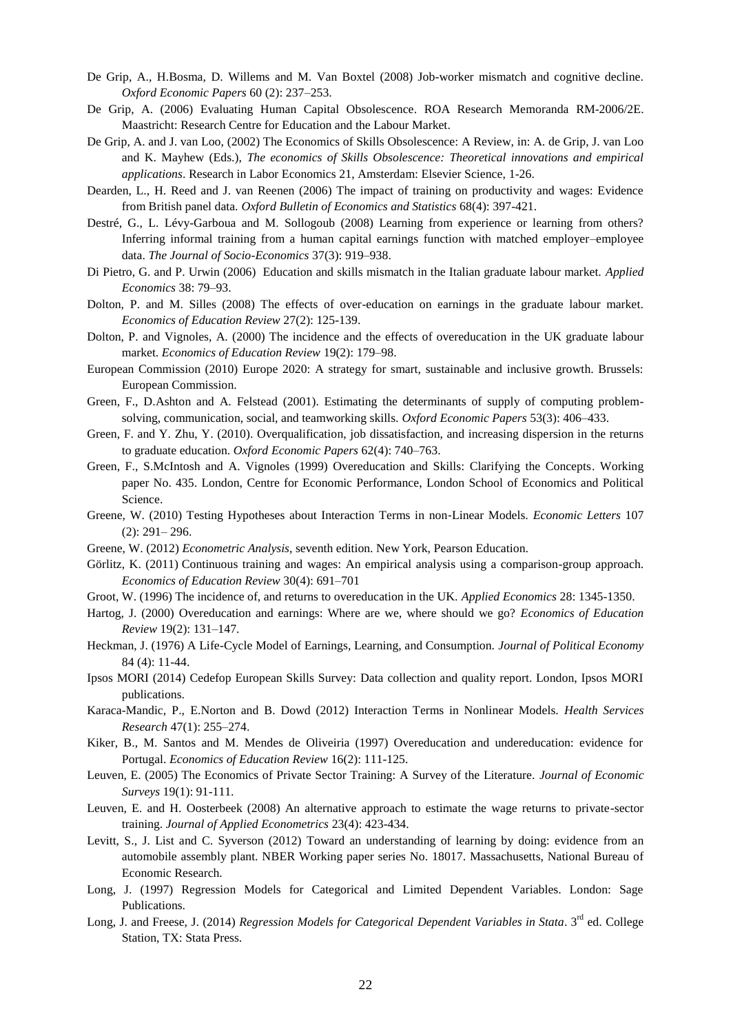De Grip, A., H.Bosma, D. Willems and M. Van Boxtel (2008) Job-worker mismatch and cognitive decline. *Oxford Economic Papers* 60 (2): 237–253.

De Grip, A. (2006) Evaluating Human Capital Obsolescence. ROA Research Memoranda RM-2006/2E. Maastricht: Research Centre for Education and the Labour Market.

De Grip, A. and J. van Loo, (2002) The Economics of Skills Obsolescence: A Review, in: A. de Grip, J. van Loo and K. Mayhew (Eds.), *The economics of Skills Obsolescence: Theoretical innovations and empirical applications*. Research in Labor Economics 21, Amsterdam: Elsevier Science, 1-26.

Dearden, L., H. Reed and J. van Reenen (2006) The impact of training on productivity and wages: Evidence from British panel data. *Oxford Bulletin of Economics and Statistics* 68(4): 397-421.

Destré, G., L. Lévy-Garboua and M. Sollogoub (2008) Learning from experience or learning from others? Inferring informal training from a human capital earnings function with matched employer–employee data. *The Journal of Socio-Economics* 37(3): 919–938.

Di Pietro, G. and P. Urwin (2006) Education and skills mismatch in the Italian graduate labour market. *Applied Economics* 38: 79–93.

Dolton, P. and M. Silles (2008) The effects of over-education on earnings in the graduate labour market. *Economics of Education Review* 27(2): 125-139.

Dolton, P. and Vignoles, A. (2000) The incidence and the effects of overeducation in the UK graduate labour market. *Economics of Education Review* 19(2): 179–98.

European Commission (2010) Europe 2020: A strategy for smart, sustainable and inclusive growth. Brussels: European Commission.

Green, F., D.Ashton and A. Felstead (2001). Estimating the determinants of supply of computing problem-solving, communication, social, and teamworking skills. *Oxford Economic Papers* 53(3): 406–433.

Green, F. and Y. Zhu, Y. (2010). Overqualification, job dissatisfaction, and increasing dispersion in the returns to graduate education. *Oxford Economic Papers* 62(4): 740–763.

Green, F., S.McIntosh and A. Vignoles (1999) Overeducation and Skills: Clarifying the Concepts. Working paper No. 435. London, Centre for Economic Performance, London School of Economics and Political Science.

Greene, W. (2010) Testing Hypotheses about Interaction Terms in non-Linear Models. *Economic Letters* 107 (2): 291– 296.

Greene, W. (2012) *Econometric Analysis*, seventh edition. New York, Pearson Education.

Görlitz, K. (2011) Continuous training and wages: An empirical analysis using a comparison-group approach. *Economics of Education Review* 30(4): 691–701

Groot, W. (1996) The incidence of, and returns to overeducation in the UK. *Applied Economics* 28: 1345-1350.

Hartog, J. (2000) Overeducation and earnings: Where are we, where should we go? *Economics of Education Review* 19(2): 131–147.

Heckman, J. (1976) A Life-Cycle Model of Earnings, Learning, and Consumption. *Journal of Political Economy* 84 (4): 11-44.

Ipsos MORI (2014) Cedefop European Skills Survey: Data collection and quality report. London, Ipsos MORI publications.

Karaca-Mandic, P., E.Norton and B. Dowd (2012) Interaction Terms in Nonlinear Models. *Health Services Research* 47(1): 255–274.

Kiker, B., M. Santos and M. Mendes de Oliveiria (1997) Overeducation and undereducation: evidence for Portugal. *Economics of Education Review* 16(2): 111-125.

Leuven, E. (2005) The Economics of Private Sector Training: A Survey of the Literature. *Journal of Economic Surveys* 19(1): 91-111.

Leuven, E. and H. Oosterbeek (2008) An alternative approach to estimate the wage returns to private-sector training. *Journal of Applied Econometrics* 23(4): 423-434.

Levitt, S., J. List and C. Syverson (2012) Toward an understanding of learning by doing: evidence from an automobile assembly plant. NBER Working paper series No. 18017. Massachusetts, National Bureau of Economic Research.

Long, J. (1997) Regression Models for Categorical and Limited Dependent Variables. London: Sage Publications.

Long, J. and Freese, J. (2014) *Regression Models for Categorical Dependent Variables in Stata*. 3rd ed. College Station, TX: Stata Press.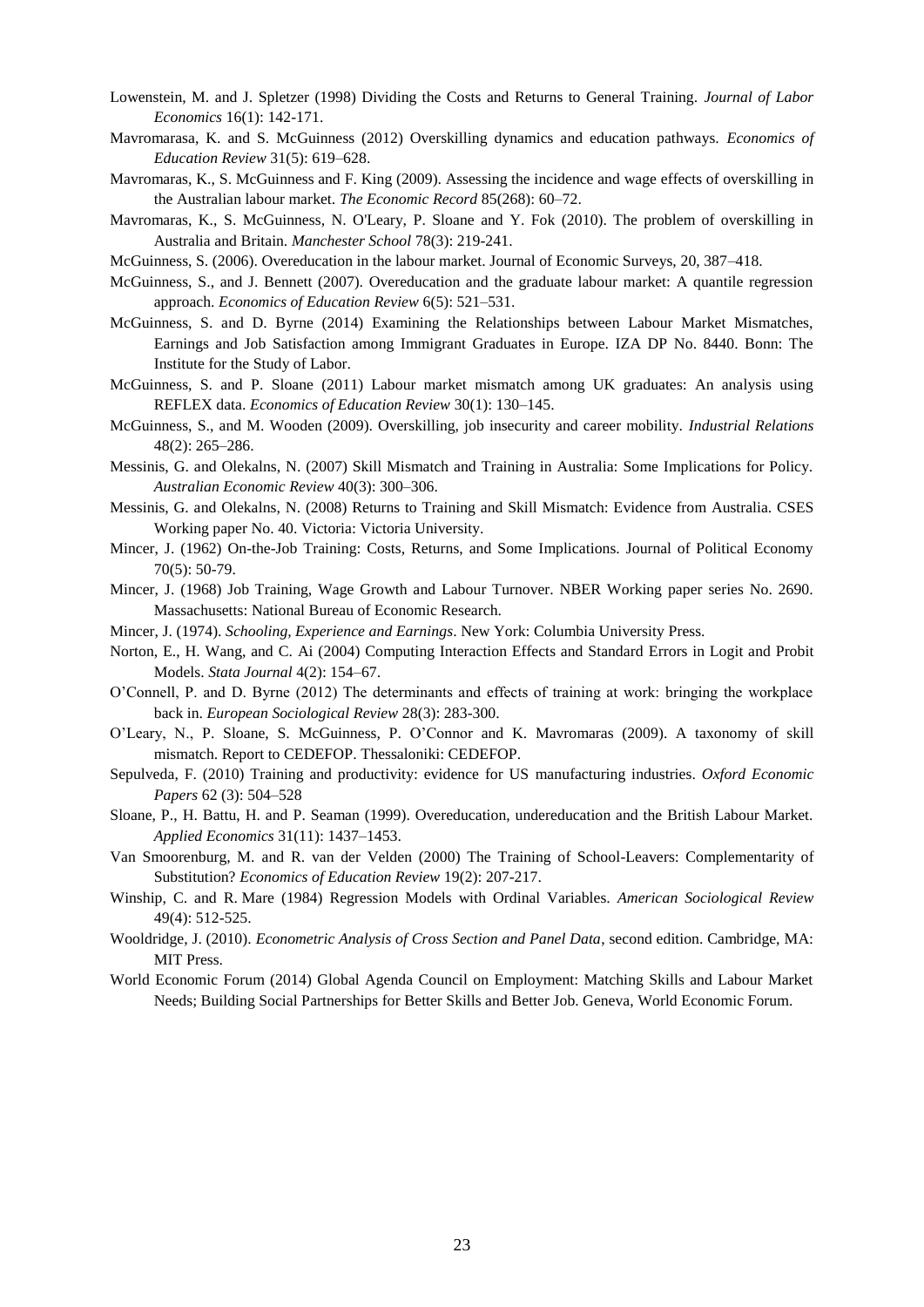Lowenstein, M. and J. Spletzer (1998) Dividing the Costs and Returns to General Training. *Journal of Labor Economics* 16(1): 142-171.

Mavromarasa, K. and S. McGuinness (2012) Overskilling dynamics and education pathways. *Economics of Education Review* 31(5): 619–628.

Mavromaras, K., S. McGuinness and F. King (2009). Assessing the incidence and wage effects of overskilling in the Australian labour market. *The Economic Record* 85(268): 60–72.

Mavromaras, K., S. McGuinness, N. O'Leary, P. Sloane and Y. Fok (2010). The problem of overskilling in Australia and Britain. *Manchester School* 78(3): 219-241.

McGuinness, S. (2006). Overeducation in the labour market. Journal of Economic Surveys, 20, 387–418.

McGuinness, S., and J. Bennett (2007). Overeducation and the graduate labour market: A quantile regression approach. *Economics of Education Review* 6(5): 521–531.

McGuinness, S. and D. Byrne (2014) Examining the Relationships between Labour Market Mismatches, Earnings and Job Satisfaction among Immigrant Graduates in Europe. IZA DP No. 8440. Bonn: The Institute for the Study of Labor.

McGuinness, S. and P. Sloane (2011) Labour market mismatch among UK graduates: An analysis using REFLEX data. *Economics of Education Review* 30(1): 130–145.

McGuinness, S., and M. Wooden (2009). Overskilling, job insecurity and career mobility. *Industrial Relations* 48(2): 265–286.

Messinis, G. and Olekalns, N. (2007) Skill Mismatch and Training in Australia: Some Implications for Policy. *Australian Economic Review* 40(3): 300–306.

Messinis, G. and Olekalns, N. (2008) Returns to Training and Skill Mismatch: Evidence from Australia. CSES Working paper No. 40. Victoria: Victoria University.

Mincer, J. (1962) On-the-Job Training: Costs, Returns, and Some Implications. Journal of Political Economy 70(5): 50-79.

Mincer, J. (1968) Job Training, Wage Growth and Labour Turnover. NBER Working paper series No. 2690. Massachusetts: National Bureau of Economic Research.

Mincer, J. (1974). *Schooling, Experience and Earnings*. New York: Columbia University Press.

Norton, E., H. Wang, and C. Ai (2004) Computing Interaction Effects and Standard Errors in Logit and Probit Models. *Stata Journal* 4(2): 154–67.

O'Connell, P. and D. Byrne (2012) The determinants and effects of training at work: bringing the workplace back in. *European Sociological Review* 28(3): 283-300.

O'Leary, N., P. Sloane, S. McGuinness, P. O'Connor and K. Mavromaras (2009). A taxonomy of skill mismatch. Report to CEDEFOP. Thessaloniki: CEDEFOP.

Sepulveda, F. (2010) Training and productivity: evidence for US manufacturing industries. *Oxford Economic Papers* 62 (3): 504–528

Sloane, P., H. Battu, H. and P. Seaman (1999). Overeducation, undereducation and the British Labour Market. *Applied Economics* 31(11): 1437–1453.

Van Smoorenburg, M. and R. van der Velden (2000) The Training of School-Leavers: Complementarity of Substitution? *Economics of Education Review* 19(2): 207-217.

Winship, C. and R. Mare (1984) Regression Models with Ordinal Variables. *American Sociological Review* 49(4): 512-525.

Wooldridge, J. (2010). *Econometric Analysis of Cross Section and Panel Data*, second edition. Cambridge, MA: MIT Press.

World Economic Forum (2014) Global Agenda Council on Employment: Matching Skills and Labour Market Needs; Building Social Partnerships for Better Skills and Better Job. Geneva, World Economic Forum.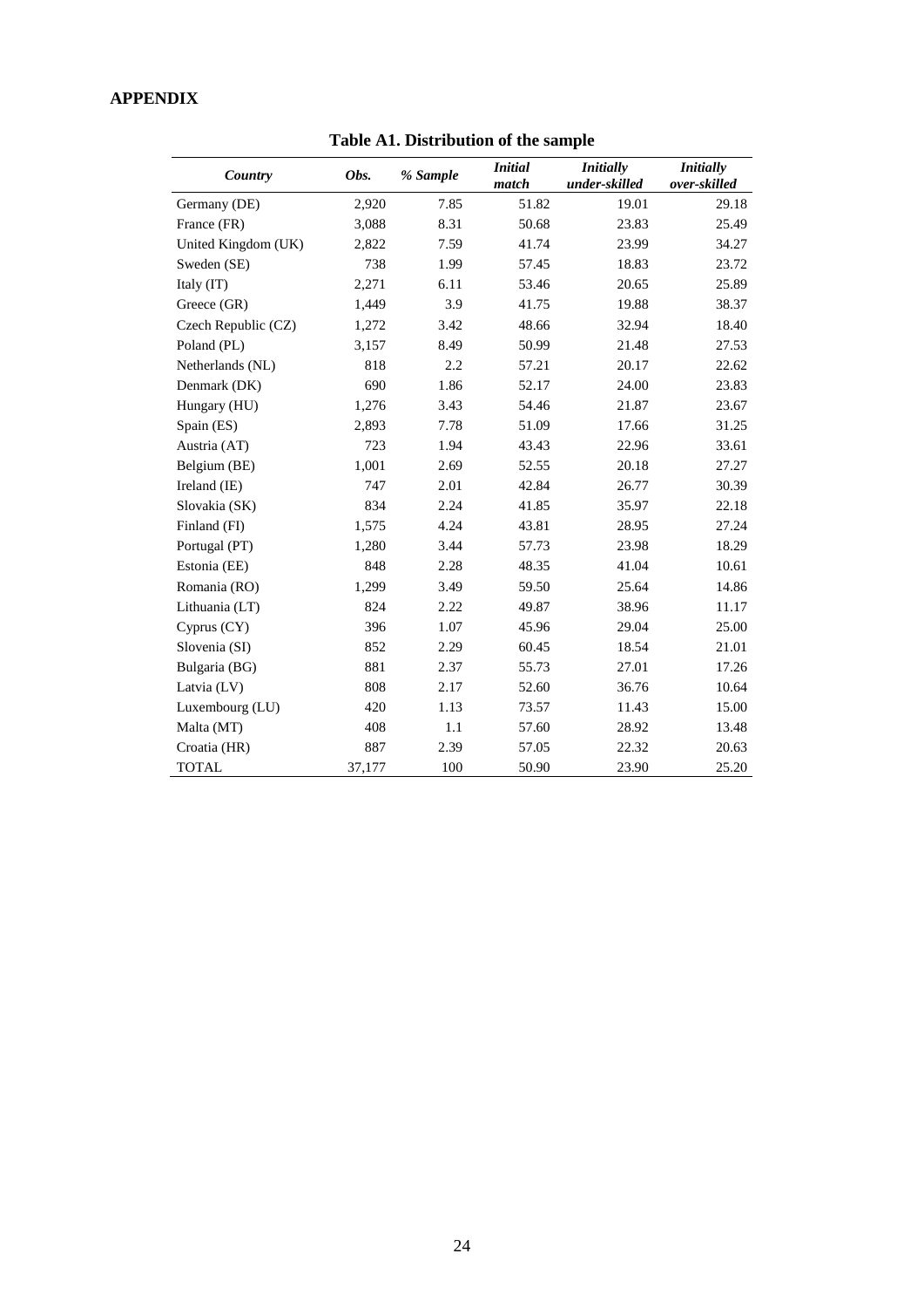## APPENDIX

**Table A1. Distribution of the sample**

| *Country* | *Obs.* | *% Sample* | *Initial match* | *Initially under-skilled* | *Initially over-skilled* |
|---|---|---|---|---|---|
| Germany (DE) | 2,920 | 7.85 | 51.82 | 19.01 | 29.18 |
| France (FR) | 3,088 | 8.31 | 50.68 | 23.83 | 25.49 |
| United Kingdom (UK) | 2,822 | 7.59 | 41.74 | 23.99 | 34.27 |
| Sweden (SE) | 738 | 1.99 | 57.45 | 18.83 | 23.72 |
| Italy (IT) | 2,271 | 6.11 | 53.46 | 20.65 | 25.89 |
| Greece (GR) | 1,449 | 3.9 | 41.75 | 19.88 | 38.37 |
| Czech Republic (CZ) | 1,272 | 3.42 | 48.66 | 32.94 | 18.40 |
| Poland (PL) | 3,157 | 8.49 | 50.99 | 21.48 | 27.53 |
| Netherlands (NL) | 818 | 2.2 | 57.21 | 20.17 | 22.62 |
| Denmark (DK) | 690 | 1.86 | 52.17 | 24.00 | 23.83 |
| Hungary (HU) | 1,276 | 3.43 | 54.46 | 21.87 | 23.67 |
| Spain (ES) | 2,893 | 7.78 | 51.09 | 17.66 | 31.25 |
| Austria (AT) | 723 | 1.94 | 43.43 | 22.96 | 33.61 |
| Belgium (BE) | 1,001 | 2.69 | 52.55 | 20.18 | 27.27 |
| Ireland (IE) | 747 | 2.01 | 42.84 | 26.77 | 30.39 |
| Slovakia (SK) | 834 | 2.24 | 41.85 | 35.97 | 22.18 |
| Finland (FI) | 1,575 | 4.24 | 43.81 | 28.95 | 27.24 |
| Portugal (PT) | 1,280 | 3.44 | 57.73 | 23.98 | 18.29 |
| Estonia (EE) | 848 | 2.28 | 48.35 | 41.04 | 10.61 |
| Romania (RO) | 1,299 | 3.49 | 59.50 | 25.64 | 14.86 |
| Lithuania (LT) | 824 | 2.22 | 49.87 | 38.96 | 11.17 |
| Cyprus (CY) | 396 | 1.07 | 45.96 | 29.04 | 25.00 |
| Slovenia (SI) | 852 | 2.29 | 60.45 | 18.54 | 21.01 |
| Bulgaria (BG) | 881 | 2.37 | 55.73 | 27.01 | 17.26 |
| Latvia (LV) | 808 | 2.17 | 52.60 | 36.76 | 10.64 |
| Luxembourg (LU) | 420 | 1.13 | 73.57 | 11.43 | 15.00 |
| Malta (MT) | 408 | 1.1 | 57.60 | 28.92 | 13.48 |
| Croatia (HR) | 887 | 2.39 | 57.05 | 22.32 | 20.63 |
| TOTAL | 37,177 | 100 | 50.90 | 23.90 | 25.20 |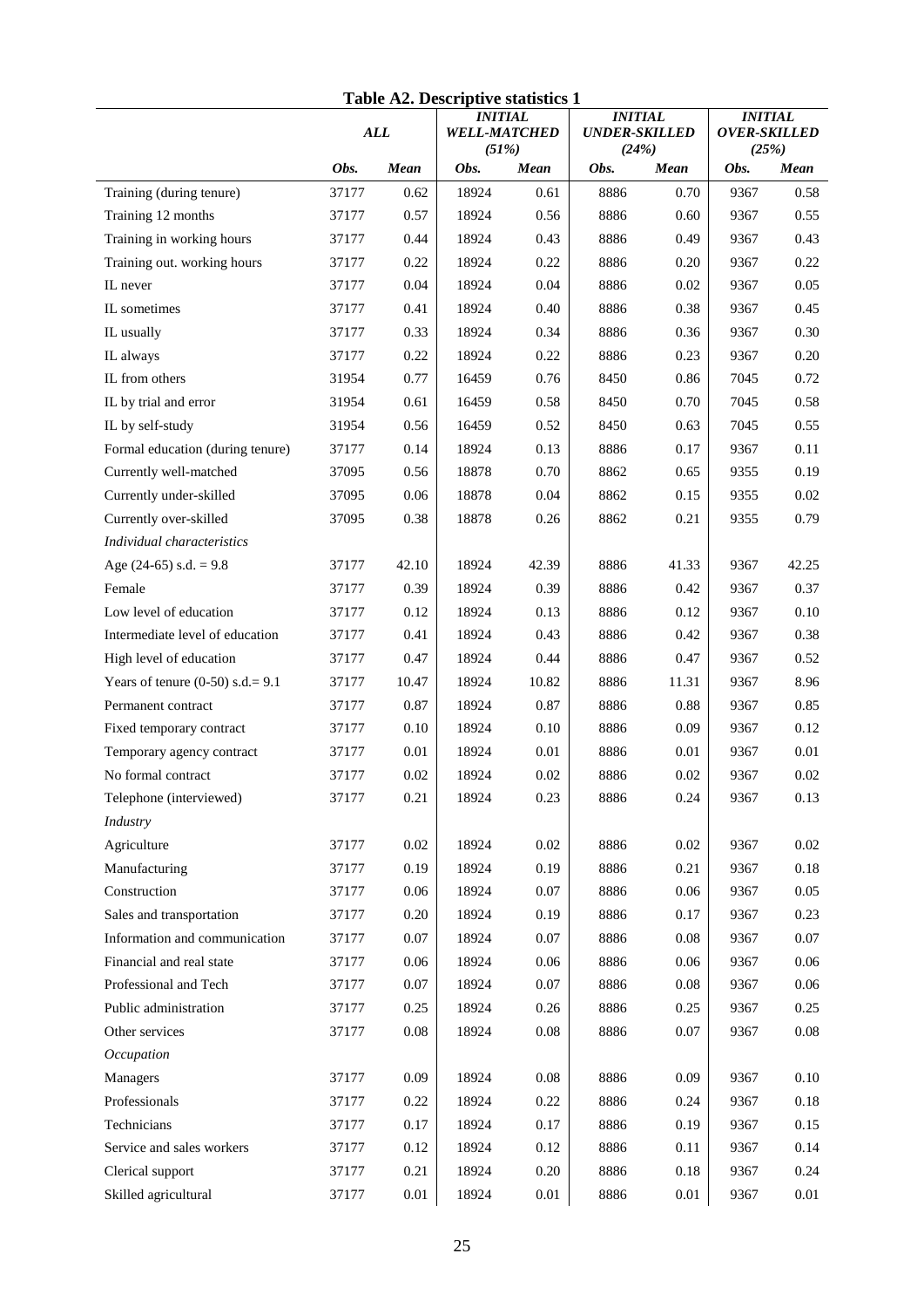**Table A2. Descriptive statistics 1**

| | *ALL* | | *INITIAL WELL-MATCHED (51%)* | | *INITIAL UNDER-SKILLED (24%)* | | *INITIAL OVER-SKILLED (25%)* | |
|---|---|---|---|---|---|---|---|---|
| | *Obs.* | *Mean* | *Obs.* | *Mean* | *Obs.* | *Mean* | *Obs.* | *Mean* |
| Training (during tenure) | 37177 | 0.62 | 18924 | 0.61 | 8886 | 0.70 | 9367 | 0.58 |
| Training 12 months | 37177 | 0.57 | 18924 | 0.56 | 8886 | 0.60 | 9367 | 0.55 |
| Training in working hours | 37177 | 0.44 | 18924 | 0.43 | 8886 | 0.49 | 9367 | 0.43 |
| Training out. working hours | 37177 | 0.22 | 18924 | 0.22 | 8886 | 0.20 | 9367 | 0.22 |
| IL never | 37177 | 0.04 | 18924 | 0.04 | 8886 | 0.02 | 9367 | 0.05 |
| IL sometimes | 37177 | 0.41 | 18924 | 0.40 | 8886 | 0.38 | 9367 | 0.45 |
| IL usually | 37177 | 0.33 | 18924 | 0.34 | 8886 | 0.36 | 9367 | 0.30 |
| IL always | 37177 | 0.22 | 18924 | 0.22 | 8886 | 0.23 | 9367 | 0.20 |
| IL from others | 31954 | 0.77 | 16459 | 0.76 | 8450 | 0.86 | 7045 | 0.72 |
| IL by trial and error | 31954 | 0.61 | 16459 | 0.58 | 8450 | 0.70 | 7045 | 0.58 |
| IL by self-study | 31954 | 0.56 | 16459 | 0.52 | 8450 | 0.63 | 7045 | 0.55 |
| Formal education (during tenure) | 37177 | 0.14 | 18924 | 0.13 | 8886 | 0.17 | 9367 | 0.11 |
| Currently well-matched | 37095 | 0.56 | 18878 | 0.70 | 8862 | 0.65 | 9355 | 0.19 |
| Currently under-skilled | 37095 | 0.06 | 18878 | 0.04 | 8862 | 0.15 | 9355 | 0.02 |
| Currently over-skilled | 37095 | 0.38 | 18878 | 0.26 | 8862 | 0.21 | 9355 | 0.79 |
| *Individual characteristics* | | | | | | | | |
| Age (24-65) s.d. = 9.8 | 37177 | 42.10 | 18924 | 42.39 | 8886 | 41.33 | 9367 | 42.25 |
| Female | 37177 | 0.39 | 18924 | 0.39 | 8886 | 0.42 | 9367 | 0.37 |
| Low level of education | 37177 | 0.12 | 18924 | 0.13 | 8886 | 0.12 | 9367 | 0.10 |
| Intermediate level of education | 37177 | 0.41 | 18924 | 0.43 | 8886 | 0.42 | 9367 | 0.38 |
| High level of education | 37177 | 0.47 | 18924 | 0.44 | 8886 | 0.47 | 9367 | 0.52 |
| Years of tenure (0-50) s.d.= 9.1 | 37177 | 10.47 | 18924 | 10.82 | 8886 | 11.31 | 9367 | 8.96 |
| Permanent contract | 37177 | 0.87 | 18924 | 0.87 | 8886 | 0.88 | 9367 | 0.85 |
| Fixed temporary contract | 37177 | 0.10 | 18924 | 0.10 | 8886 | 0.09 | 9367 | 0.12 |
| Temporary agency contract | 37177 | 0.01 | 18924 | 0.01 | 8886 | 0.01 | 9367 | 0.01 |
| No formal contract | 37177 | 0.02 | 18924 | 0.02 | 8886 | 0.02 | 9367 | 0.02 |
| Telephone (interviewed) | 37177 | 0.21 | 18924 | 0.23 | 8886 | 0.24 | 9367 | 0.13 |
| *Industry* | | | | | | | | |
| Agriculture | 37177 | 0.02 | 18924 | 0.02 | 8886 | 0.02 | 9367 | 0.02 |
| Manufacturing | 37177 | 0.19 | 18924 | 0.19 | 8886 | 0.21 | 9367 | 0.18 |
| Construction | 37177 | 0.06 | 18924 | 0.07 | 8886 | 0.06 | 9367 | 0.05 |
| Sales and transportation | 37177 | 0.20 | 18924 | 0.19 | 8886 | 0.17 | 9367 | 0.23 |
| Information and communication | 37177 | 0.07 | 18924 | 0.07 | 8886 | 0.08 | 9367 | 0.07 |
| Financial and real state | 37177 | 0.06 | 18924 | 0.06 | 8886 | 0.06 | 9367 | 0.06 |
| Professional and Tech | 37177 | 0.07 | 18924 | 0.07 | 8886 | 0.08 | 9367 | 0.06 |
| Public administration | 37177 | 0.25 | 18924 | 0.26 | 8886 | 0.25 | 9367 | 0.25 |
| Other services | 37177 | 0.08 | 18924 | 0.08 | 8886 | 0.07 | 9367 | 0.08 |
| *Occupation* | | | | | | | | |
| Managers | 37177 | 0.09 | 18924 | 0.08 | 8886 | 0.09 | 9367 | 0.10 |
| Professionals | 37177 | 0.22 | 18924 | 0.22 | 8886 | 0.24 | 9367 | 0.18 |
| Technicians | 37177 | 0.17 | 18924 | 0.17 | 8886 | 0.19 | 9367 | 0.15 |
| Service and sales workers | 37177 | 0.12 | 18924 | 0.12 | 8886 | 0.11 | 9367 | 0.14 |
| Clerical support | 37177 | 0.21 | 18924 | 0.20 | 8886 | 0.18 | 9367 | 0.24 |
| Skilled agricultural | 37177 | 0.01 | 18924 | 0.01 | 8886 | 0.01 | 9367 | 0.01 |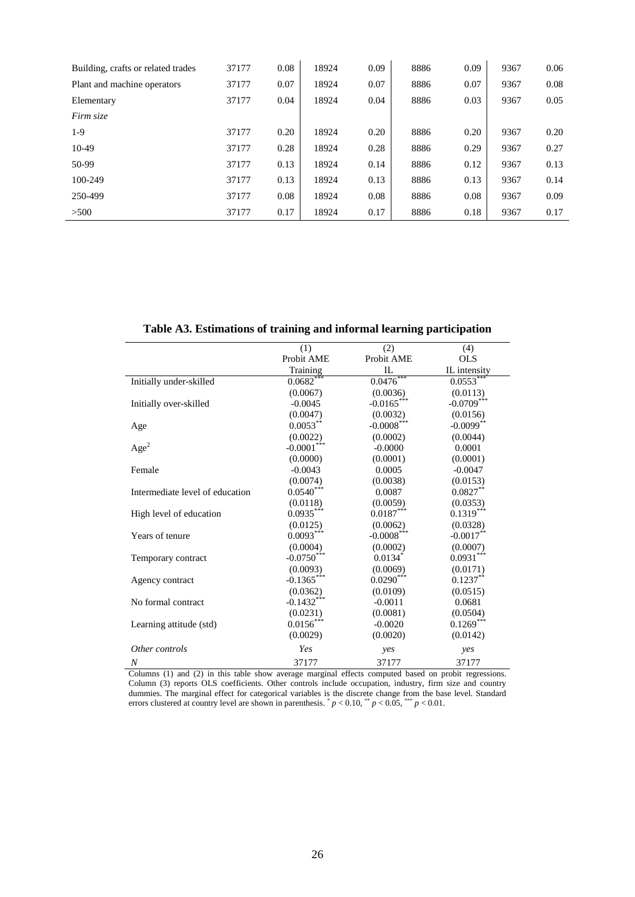| | | | | | | | | |
|---|---|---|---|---|---|---|---|---|
| Building, crafts or related trades | 37177 | 0.08 | 18924 | 0.09 | 8886 | 0.09 | 9367 | 0.06 |
| Plant and machine operators | 37177 | 0.07 | 18924 | 0.07 | 8886 | 0.07 | 9367 | 0.08 |
| Elementary | 37177 | 0.04 | 18924 | 0.04 | 8886 | 0.03 | 9367 | 0.05 |
| *Firm size* | | | | | | | | |
| 1-9 | 37177 | 0.20 | 18924 | 0.20 | 8886 | 0.20 | 9367 | 0.20 |
| 10-49 | 37177 | 0.28 | 18924 | 0.28 | 8886 | 0.29 | 9367 | 0.27 |
| 50-99 | 37177 | 0.13 | 18924 | 0.14 | 8886 | 0.12 | 9367 | 0.13 |
| 100-249 | 37177 | 0.13 | 18924 | 0.13 | 8886 | 0.13 | 9367 | 0.14 |
| 250-499 | 37177 | 0.08 | 18924 | 0.08 | 8886 | 0.08 | 9367 | 0.09 |
| >500 | 37177 | 0.17 | 18924 | 0.17 | 8886 | 0.18 | 9367 | 0.17 |

**Table A3. Estimations of training and informal learning participation**

| | (1) Probit AME Training | (2) Probit AME IL | (4) OLS IL intensity |
|---|---|---|---|
| Initially under-skilled | $0.0682^{***}$ | $0.0476^{***}$ | $0.0553^{***}$ |
| | (0.0067) | (0.0036) | (0.0113) |
| Initially over-skilled | -0.0045 | $-0.0165^{***}$ | $-0.0709^{***}$ |
| | (0.0047) | (0.0032) | (0.0156) |
| Age | $0.0053^{**}$ | $-0.0008^{***}$ | $-0.0099^{**}$ |
| | (0.0022) | (0.0002) | (0.0044) |
| Age$^2$ | $-0.0001^{***}$ | -0.0000 | 0.0001 |
| | (0.0000) | (0.0001) | (0.0001) |
| Female | -0.0043 | 0.0005 | -0.0047 |
| | (0.0074) | (0.0038) | (0.0153) |
| Intermediate level of education | $0.0540^{***}$ | 0.0087 | $0.0827^{**}$ |
| | (0.0118) | (0.0059) | (0.0353) |
| High level of education | $0.0935^{***}$ | $0.0187^{***}$ | $0.1319^{***}$ |
| | (0.0125) | (0.0062) | (0.0328) |
| Years of tenure | $0.0093^{***}$ | $-0.0008^{***}$ | $-0.0017^{**}$ |
| | (0.0004) | (0.0002) | (0.0007) |
| Temporary contract | $-0.0750^{***}$ | $0.0134^{*}$ | $0.0931^{***}$ |
| | (0.0093) | (0.0069) | (0.0171) |
| Agency contract | $-0.1365^{***}$ | $0.0290^{***}$ | $0.1237^{**}$ |
| | (0.0362) | (0.0109) | (0.0515) |
| No formal contract | $-0.1432^{***}$ | -0.0011 | 0.0681 |
| | (0.0231) | (0.0081) | (0.0504) |
| Learning attitude (std) | $0.0156^{***}$ | -0.0020 | $0.1269^{***}$ |
| | (0.0029) | (0.0020) | (0.0142) |
| *Other controls* | *Yes* | *yes* | *yes* |
| *N* | 37177 | 37177 | 37177 |

Columns (1) and (2) in this table show average marginal effects computed based on probit regressions. Column (3) reports OLS coefficients. Other controls include occupation, industry, firm size and country dummies. The marginal effect for categorical variables is the discrete change from the base level. Standard errors clustered at country level are shown in parenthesis. $^{*}$ $p < 0.10$, $^{**}$ $p < 0.05$, $^{***}$ $p < 0.01$.